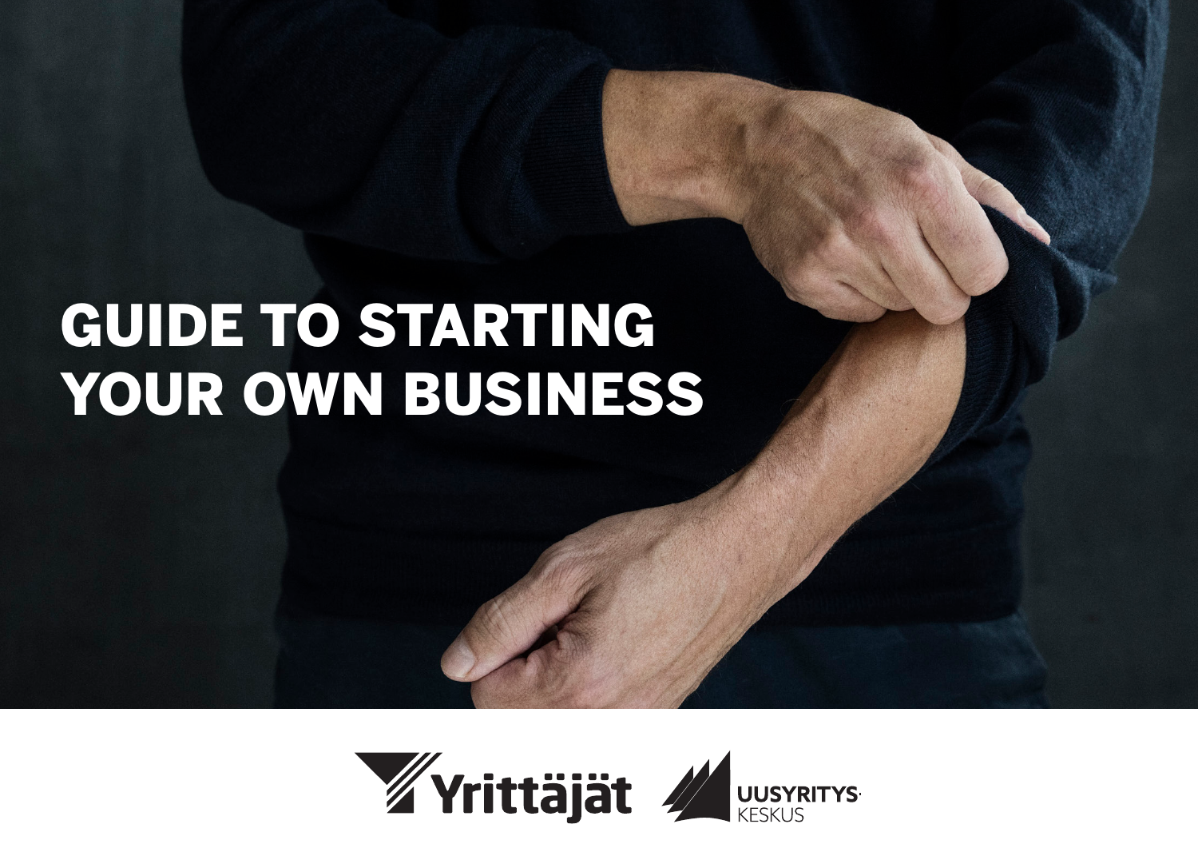# GUIDE TO STARTING YOUR OWN BUSINESS

Yrittäjät

UUSYRITYS KESKUS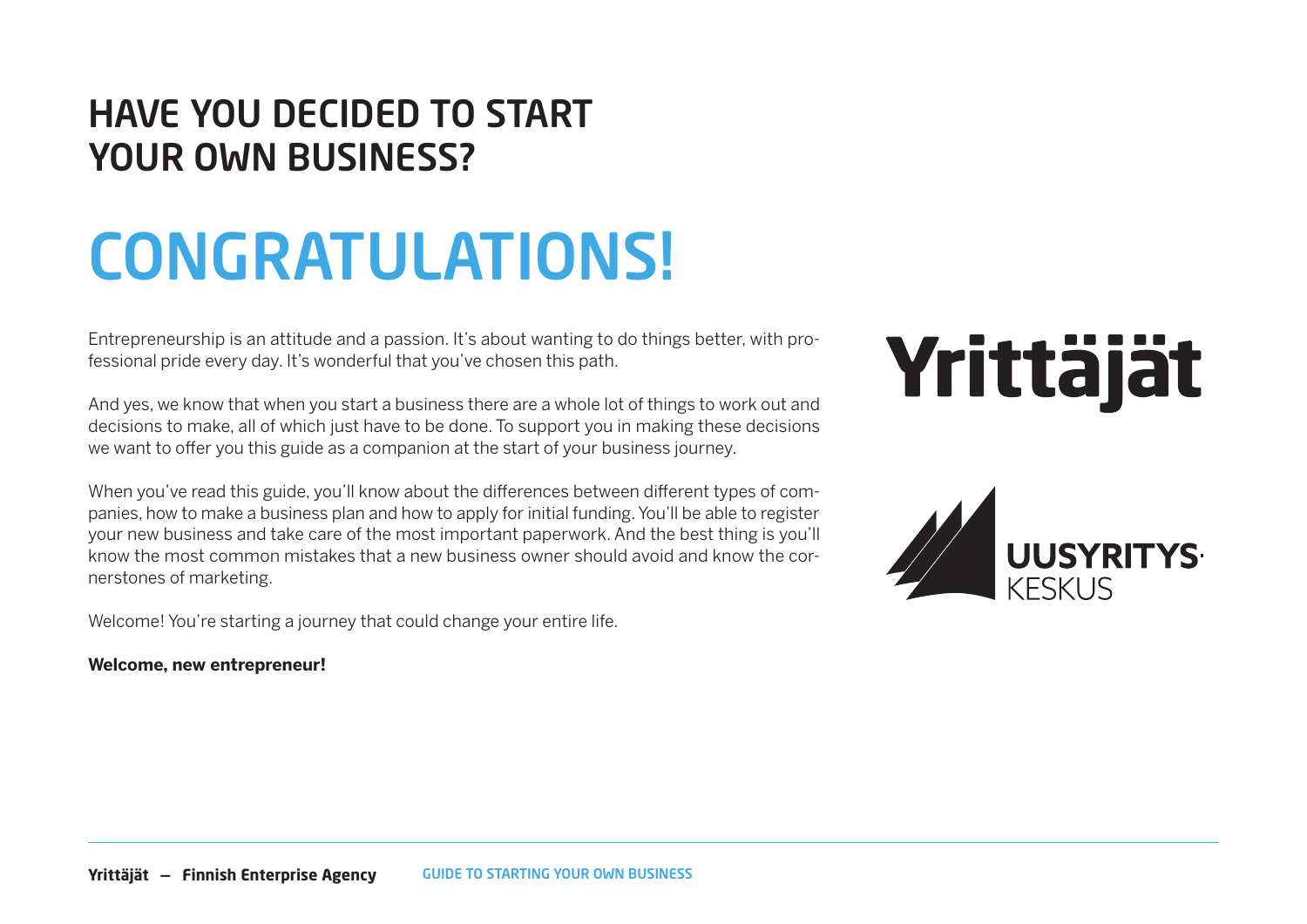## HAVE YOU DECIDED TO START YOUR OWN BUSINESS?

# CONGRATULATIONS!

Entrepreneurship is an attitude and a passion. It's about wanting to do things better, with professional pride every day. It's wonderful that you've chosen this path.

And yes, we know that when you start a business there are a whole lot of things to work out and decisions to make, all of which just have to be done. To support you in making these decisions we want to offer you this guide as a companion at the start of your business journey.

When you've read this guide, you'll know about the differences between different types of companies, how to make a business plan and how to apply for initial funding. You'll be able to register your new business and take care of the most important paperwork. And the best thing is you'll know the most common mistakes that a new business owner should avoid and know the cornerstones of marketing.

Welcome! You're starting a journey that could change your entire life.

**Welcome, new entrepreneur!**

Yrittäjät

UUSYRITYSKESKUS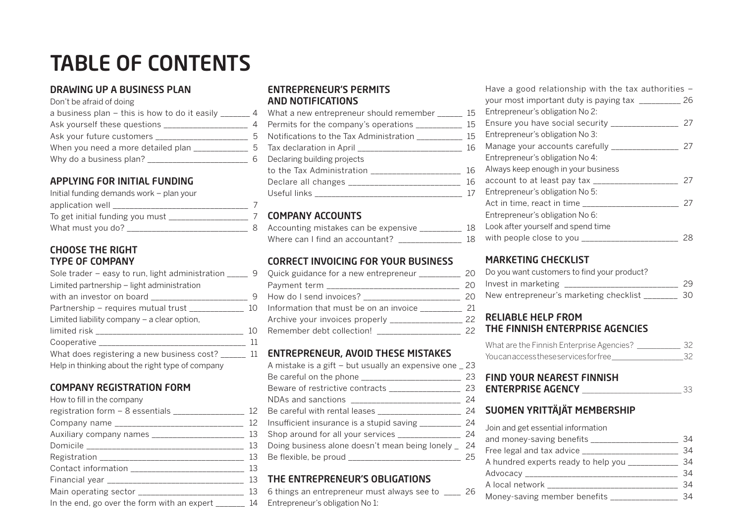# TABLE OF CONTENTS

## DRAWING UP A BUSINESS PLAN

Don't be afraid of doing a business plan – this is how to do it easily ____ 4
Ask yourself these questions ____ 4
Ask your future customers ____ 5
When you need a more detailed plan ____ 5
Why do a business plan? ____ 6

## APPLYING FOR INITIAL FUNDING

Initial funding demands work – plan your application well ____ 7
To get initial funding you must ____ 7
What must you do? ____ 8

## CHOOSE THE RIGHT TYPE OF COMPANY

Sole trader – easy to run, light administration ____ 9
Limited partnership – light administration with an investor on board ____ 9
Partnership – requires mutual trust ____ 10
Limited liability company – a clear option, limited risk ____ 10
Cooperative ____ 11
What does registering a new business cost? ____ 11
Help in thinking about the right type of company

## COMPANY REGISTRATION FORM

How to fill in the company registration form – 8 essentials ____ 12
Company name ____ 12
Auxiliary company names ____ 13
Domicile ____ 13
Registration ____ 13
Contact information ____ 13
Financial year ____ 13
Main operating sector ____ 13
In the end, go over the form with an expert ____ 14

## ENTREPRENEUR'S PERMITS AND NOTIFICATIONS

What a new entrepreneur should remember ____ 15
Permits for the company's operations ____ 15
Notifications to the Tax Administration ____ 15
Tax declaration in April ____ 16
Declaring building projects to the Tax Administration ____ 16
Declare all changes ____ 16
Useful links ____ 17

## COMPANY ACCOUNTS

Accounting mistakes can be expensive ____ 18
Where can I find an accountant? ____ 18

## CORRECT INVOICING FOR YOUR BUSINESS

Quick guidance for a new entrepreneur ____ 20
Payment term ____ 20
How do I send invoices? ____ 20
Information that must be on an invoice ____ 21
Archive your invoices properly ____ 22
Remember debt collection! ____ 22

## ENTREPRENEUR, AVOID THESE MISTAKES

A mistake is a gift – but usually an expensive one ____ 23
Be careful on the phone ____ 23
Beware of restrictive contracts ____ 23
NDAs and sanctions ____ 24
Be careful with rental leases ____ 24
Insufficient insurance is a stupid saving ____ 24
Shop around for all your services ____ 24
Doing business alone doesn't mean being lonely ____ 24
Be flexible, be proud ____ 25

## THE ENTREPRENEUR'S OBLIGATIONS

6 things an entrepreneur must always see to ____ 26
Entrepreneur's obligation No 1: Have a good relationship with the tax authorities – your most important duty is paying tax ____ 26
Entrepreneur's obligation No 2: Ensure you have social security ____ 27
Entrepreneur's obligation No 3: Manage your accounts carefully ____ 27
Entrepreneur's obligation No 4: Always keep enough in your business account to at least pay tax ____ 27
Entrepreneur's obligation No 5: Act in time, react in time ____ 27
Entrepreneur's obligation No 6: Look after yourself and spend time with people close to you ____ 28

## MARKETING CHECKLIST

Do you want customers to find your product? Invest in marketing ____ 29
New entrepreneur's marketing checklist ____ 30

## RELIABLE HELP FROM THE FINNISH ENTERPRISE AGENCIES

What are the Finnish Enterprise Agencies? ____ 32
You can access these services for free ____ 32

## FIND YOUR NEAREST FINNISH ENTERPRISE AGENCY ____ 33

## SUOMEN YRITTÄJÄT MEMBERSHIP

Join and get essential information and money-saving benefits ____ 34
Free legal and tax advice ____ 34
A hundred experts ready to help you ____ 34
Advocacy ____ 34
A local network ____ 34
Money-saving member benefits ____ 34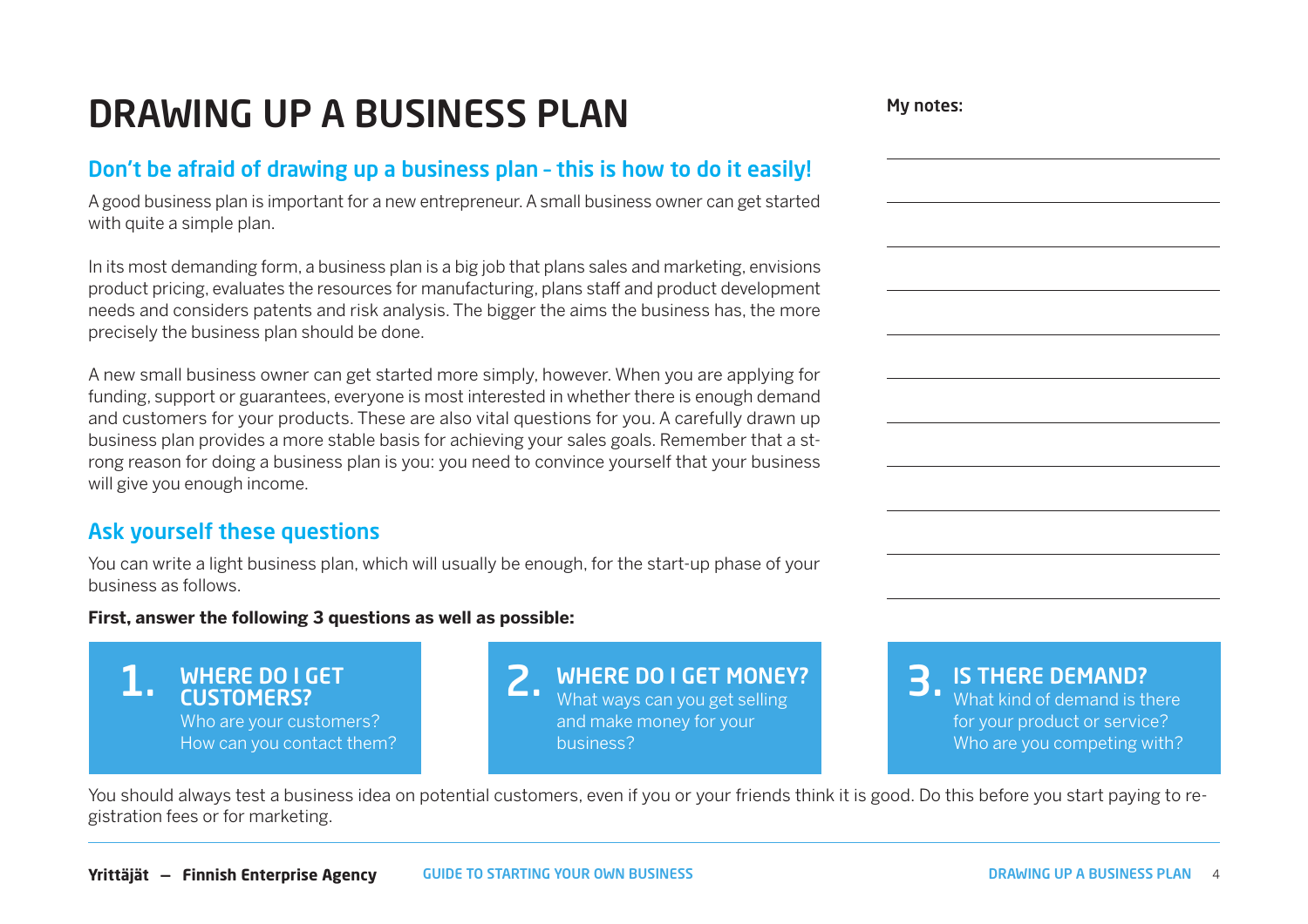# DRAWING UP A BUSINESS PLAN

## Don't be afraid of drawing up a business plan – this is how to do it easily!

A good business plan is important for a new entrepreneur. A small business owner can get started with quite a simple plan.

In its most demanding form, a business plan is a big job that plans sales and marketing, envisions product pricing, evaluates the resources for manufacturing, plans staff and product development needs and considers patents and risk analysis. The bigger the aims the business has, the more precisely the business plan should be done.

A new small business owner can get started more simply, however. When you are applying for funding, support or guarantees, everyone is most interested in whether there is enough demand and customers for your products. These are also vital questions for you. A carefully drawn up business plan provides a more stable basis for achieving your sales goals. Remember that a strong reason for doing a business plan is you: you need to convince yourself that your business will give you enough income.

## Ask yourself these questions

You can write a light business plan, which will usually be enough, for the start-up phase of your business as follows.

**First, answer the following 3 questions as well as possible:**

**1. WHERE DO I GET CUSTOMERS?**
Who are your customers? How can you contact them?

**2. WHERE DO I GET MONEY?**
What ways can you get selling and make money for your business?

**3. IS THERE DEMAND?**
What kind of demand is there for your product or service? Who are you competing with?

You should always test a business idea on potential customers, even if you or your friends think it is good. Do this before you start paying to registration fees or for marketing.

**My notes:**

\_\_\_\_\_\_\_\_\_\_\_\_\_\_\_\_\_\_\_\_\_\_\_\_\_\_\_\_\_\_

\_\_\_\_\_\_\_\_\_\_\_\_\_\_\_\_\_\_\_\_\_\_\_\_\_\_\_\_\_\_

\_\_\_\_\_\_\_\_\_\_\_\_\_\_\_\_\_\_\_\_\_\_\_\_\_\_\_\_\_\_

\_\_\_\_\_\_\_\_\_\_\_\_\_\_\_\_\_\_\_\_\_\_\_\_\_\_\_\_\_\_

\_\_\_\_\_\_\_\_\_\_\_\_\_\_\_\_\_\_\_\_\_\_\_\_\_\_\_\_\_\_

\_\_\_\_\_\_\_\_\_\_\_\_\_\_\_\_\_\_\_\_\_\_\_\_\_\_\_\_\_\_

\_\_\_\_\_\_\_\_\_\_\_\_\_\_\_\_\_\_\_\_\_\_\_\_\_\_\_\_\_\_

\_\_\_\_\_\_\_\_\_\_\_\_\_\_\_\_\_\_\_\_\_\_\_\_\_\_\_\_\_\_

\_\_\_\_\_\_\_\_\_\_\_\_\_\_\_\_\_\_\_\_\_\_\_\_\_\_\_\_\_\_

\_\_\_\_\_\_\_\_\_\_\_\_\_\_\_\_\_\_\_\_\_\_\_\_\_\_\_\_\_\_

\_\_\_\_\_\_\_\_\_\_\_\_\_\_\_\_\_\_\_\_\_\_\_\_\_\_\_\_\_\_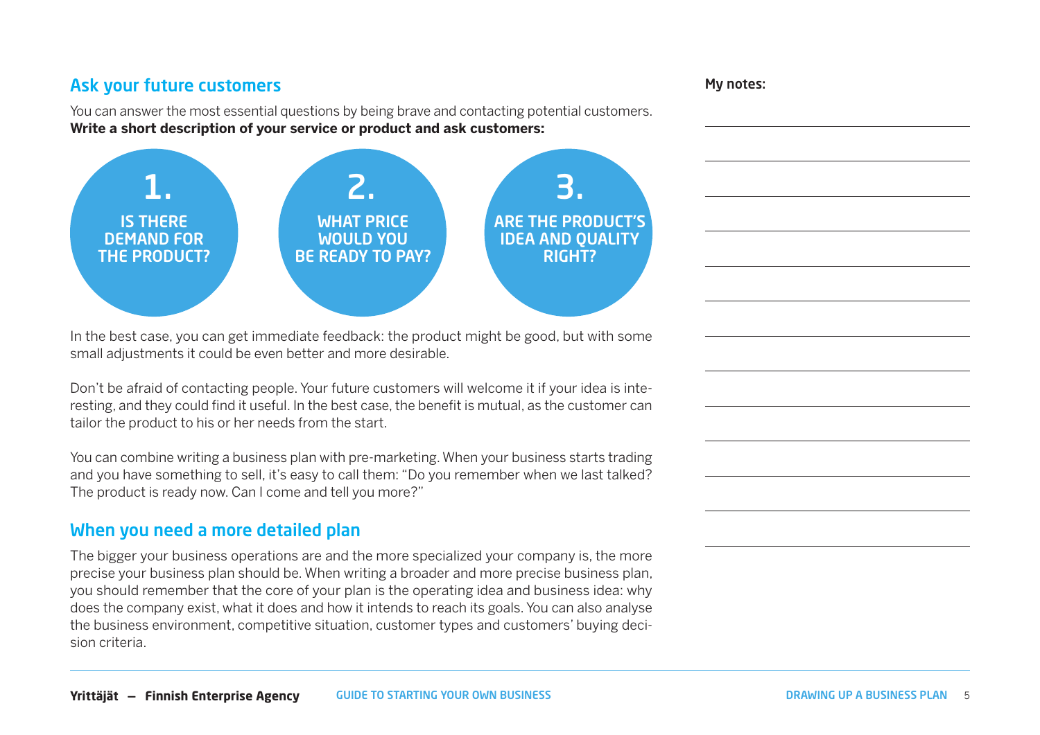## Ask your future customers

You can answer the most essential questions by being brave and contacting potential customers. **Write a short description of your service or product and ask customers:**

1. **IS THERE DEMAND FOR THE PRODUCT?**
2. **WHAT PRICE WOULD YOU BE READY TO PAY?**
3. **ARE THE PRODUCT'S IDEA AND QUALITY RIGHT?**

In the best case, you can get immediate feedback: the product might be good, but with some small adjustments it could be even better and more desirable.

Don't be afraid of contacting people. Your future customers will welcome it if your idea is interesting, and they could find it useful. In the best case, the benefit is mutual, as the customer can tailor the product to his or her needs from the start.

You can combine writing a business plan with pre-marketing. When your business starts trading and you have something to sell, it's easy to call them: "Do you remember when we last talked? The product is ready now. Can I come and tell you more?"

## When you need a more detailed plan

The bigger your business operations are and the more specialized your company is, the more precise your business plan should be. When writing a broader and more precise business plan, you should remember that the core of your plan is the operating idea and business idea: why does the company exist, what it does and how it intends to reach its goals. You can also analyse the business environment, competitive situation, customer types and customers' buying decision criteria.

**My notes:**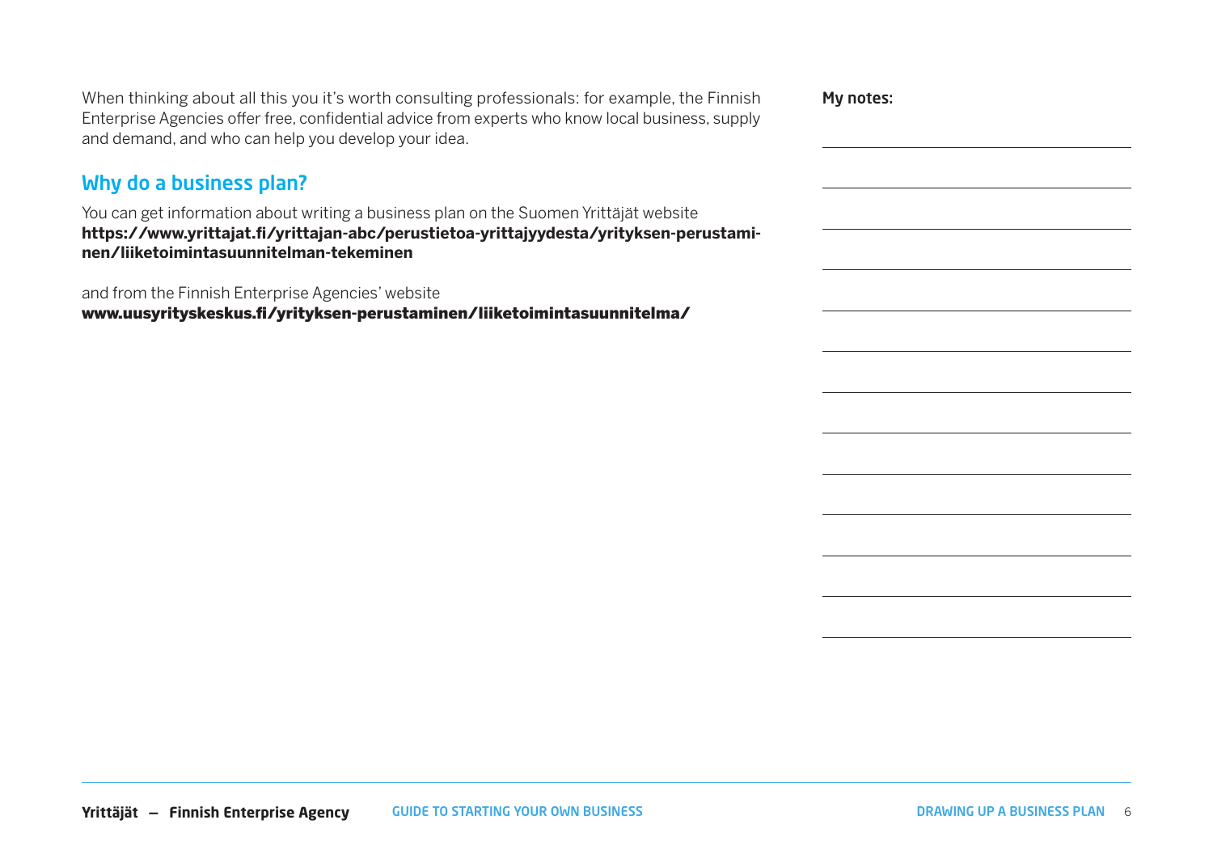When thinking about all this you it's worth consulting professionals: for example, the Finnish Enterprise Agencies offer free, confidential advice from experts who know local business, supply and demand, and who can help you develop your idea.

## Why do a business plan?

You can get information about writing a business plan on the Suomen Yrittäjät website **https://www.yrittajat.fi/yrittajan-abc/perustietoa-yrittajyydesta/yrityksen-perustaminen/liiketoimintasuunnitelman-tekeminen**

and from the Finnish Enterprise Agencies' website **www.uusyrityskeskus.fi/yrityksen-perustaminen/liiketoimintasuunnitelma/**

**My notes:**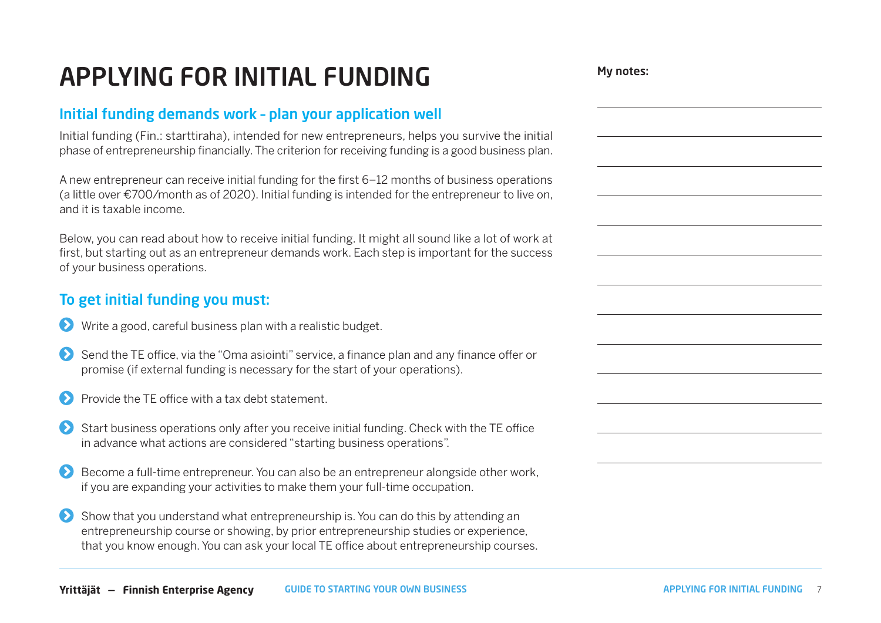# APPLYING FOR INITIAL FUNDING

## Initial funding demands work – plan your application well

Initial funding (Fin.: starttiraha), intended for new entrepreneurs, helps you survive the initial phase of entrepreneurship financially. The criterion for receiving funding is a good business plan.

A new entrepreneur can receive initial funding for the first 6–12 months of business operations (a little over €700/month as of 2020). Initial funding is intended for the entrepreneur to live on, and it is taxable income.

Below, you can read about how to receive initial funding. It might all sound like a lot of work at first, but starting out as an entrepreneur demands work. Each step is important for the success of your business operations.

## To get initial funding you must:

- Write a good, careful business plan with a realistic budget.
- Send the TE office, via the "Oma asiointi" service, a finance plan and any finance offer or promise (if external funding is necessary for the start of your operations).
- Provide the TE office with a tax debt statement.
- Start business operations only after you receive initial funding. Check with the TE office in advance what actions are considered "starting business operations".
- Become a full-time entrepreneur. You can also be an entrepreneur alongside other work, if you are expanding your activities to make them your full-time occupation.
- Show that you understand what entrepreneurship is. You can do this by attending an entrepreneurship course or showing, by prior entrepreneurship studies or experience, that you know enough. You can ask your local TE office about entrepreneurship courses.

**My notes:**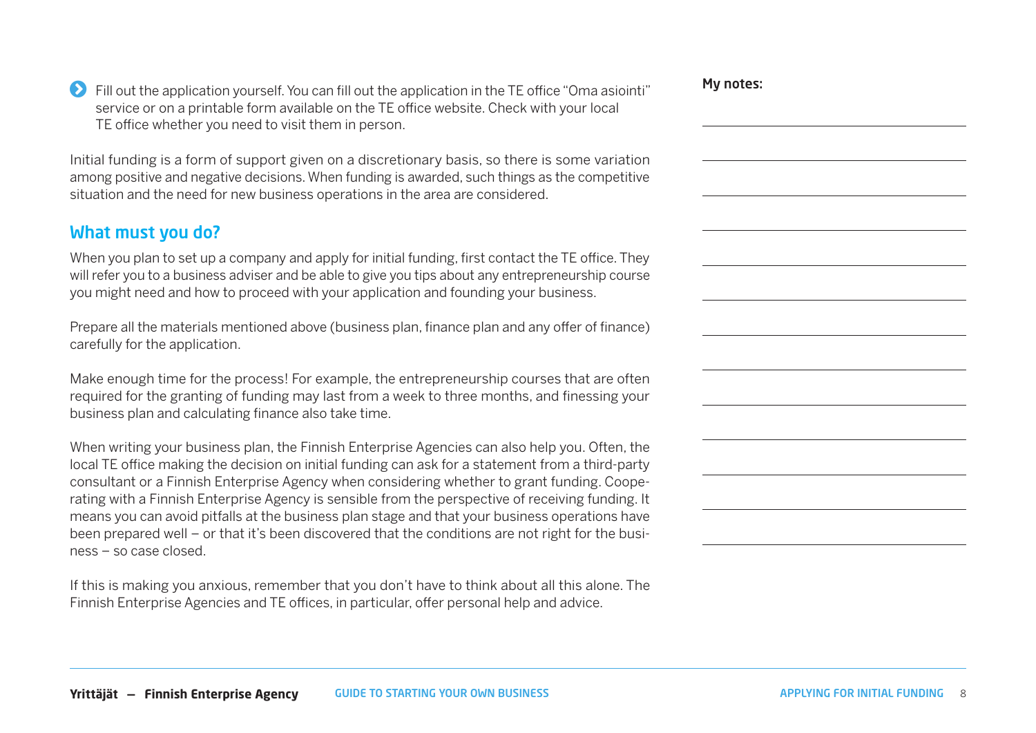- Fill out the application yourself. You can fill out the application in the TE office "Oma asiointi" service or on a printable form available on the TE office website. Check with your local TE office whether you need to visit them in person.

Initial funding is a form of support given on a discretionary basis, so there is some variation among positive and negative decisions. When funding is awarded, such things as the competitive situation and the need for new business operations in the area are considered.

## What must you do?

When you plan to set up a company and apply for initial funding, first contact the TE office. They will refer you to a business adviser and be able to give you tips about any entrepreneurship course you might need and how to proceed with your application and founding your business.

Prepare all the materials mentioned above (business plan, finance plan and any offer of finance) carefully for the application.

Make enough time for the process! For example, the entrepreneurship courses that are often required for the granting of funding may last from a week to three months, and finessing your business plan and calculating finance also take time.

When writing your business plan, the Finnish Enterprise Agencies can also help you. Often, the local TE office making the decision on initial funding can ask for a statement from a third-party consultant or a Finnish Enterprise Agency when considering whether to grant funding. Cooperating with a Finnish Enterprise Agency is sensible from the perspective of receiving funding. It means you can avoid pitfalls at the business plan stage and that your business operations have been prepared well – or that it's been discovered that the conditions are not right for the business – so case closed.

If this is making you anxious, remember that you don't have to think about all this alone. The Finnish Enterprise Agencies and TE offices, in particular, offer personal help and advice.

**My notes:**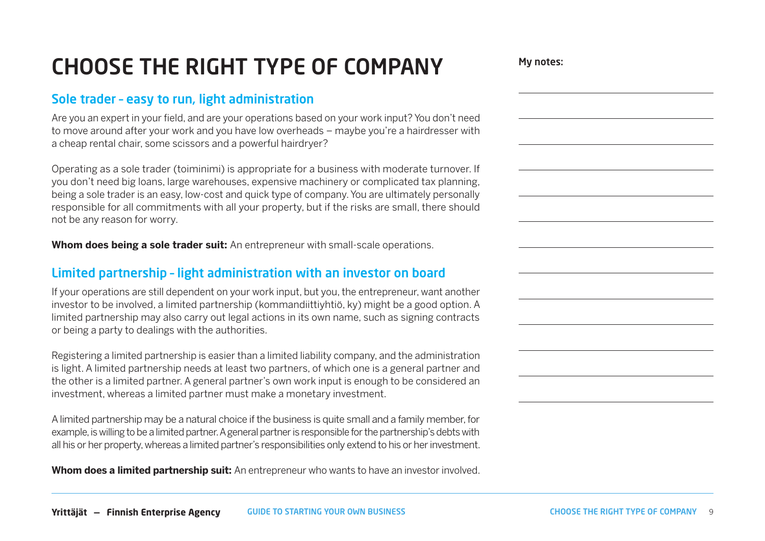# CHOOSE THE RIGHT TYPE OF COMPANY

## Sole trader – easy to run, light administration

Are you an expert in your field, and are your operations based on your work input? You don't need to move around after your work and you have low overheads – maybe you're a hairdresser with a cheap rental chair, some scissors and a powerful hairdryer?

Operating as a sole trader (toiminimi) is appropriate for a business with moderate turnover. If you don't need big loans, large warehouses, expensive machinery or complicated tax planning, being a sole trader is an easy, low-cost and quick type of company. You are ultimately personally responsible for all commitments with all your property, but if the risks are small, there should not be any reason for worry.

**Whom does being a sole trader suit:** An entrepreneur with small-scale operations.

## Limited partnership – light administration with an investor on board

If your operations are still dependent on your work input, but you, the entrepreneur, want another investor to be involved, a limited partnership (kommandiittiyhtiö, ky) might be a good option. A limited partnership may also carry out legal actions in its own name, such as signing contracts or being a party to dealings with the authorities.

Registering a limited partnership is easier than a limited liability company, and the administration is light. A limited partnership needs at least two partners, of which one is a general partner and the other is a limited partner. A general partner's own work input is enough to be considered an investment, whereas a limited partner must make a monetary investment.

A limited partnership may be a natural choice if the business is quite small and a family member, for example, is willing to be a limited partner. A general partner is responsible for the partnership's debts with all his or her property, whereas a limited partner's responsibilities only extend to his or her investment.

**Whom does a limited partnership suit:** An entrepreneur who wants to have an investor involved.

**My notes:**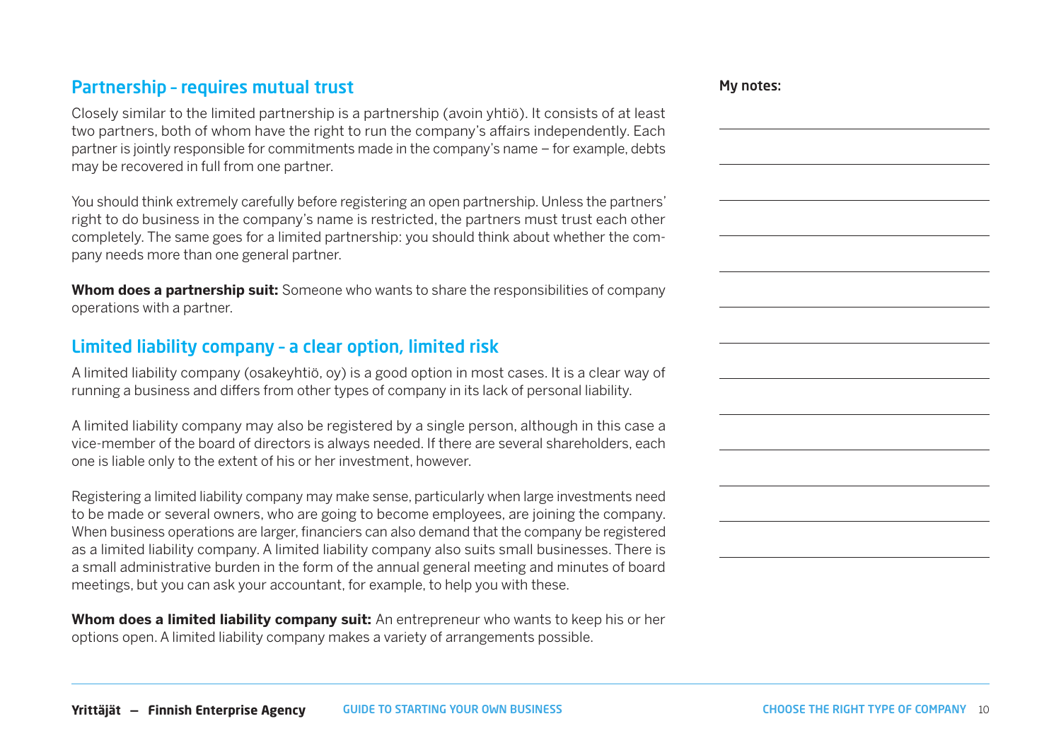## Partnership – requires mutual trust

Closely similar to the limited partnership is a partnership (avoin yhtiö). It consists of at least two partners, both of whom have the right to run the company's affairs independently. Each partner is jointly responsible for commitments made in the company's name – for example, debts may be recovered in full from one partner.

You should think extremely carefully before registering an open partnership. Unless the partners' right to do business in the company's name is restricted, the partners must trust each other completely. The same goes for a limited partnership: you should think about whether the company needs more than one general partner.

**Whom does a partnership suit:** Someone who wants to share the responsibilities of company operations with a partner.

## Limited liability company – a clear option, limited risk

A limited liability company (osakeyhtiö, oy) is a good option in most cases. It is a clear way of running a business and differs from other types of company in its lack of personal liability.

A limited liability company may also be registered by a single person, although in this case a vice-member of the board of directors is always needed. If there are several shareholders, each one is liable only to the extent of his or her investment, however.

Registering a limited liability company may make sense, particularly when large investments need to be made or several owners, who are going to become employees, are joining the company. When business operations are larger, financiers can also demand that the company be registered as a limited liability company. A limited liability company also suits small businesses. There is a small administrative burden in the form of the annual general meeting and minutes of board meetings, but you can ask your accountant, for example, to help you with these.

**Whom does a limited liability company suit:** An entrepreneur who wants to keep his or her options open. A limited liability company makes a variety of arrangements possible.

**My notes:**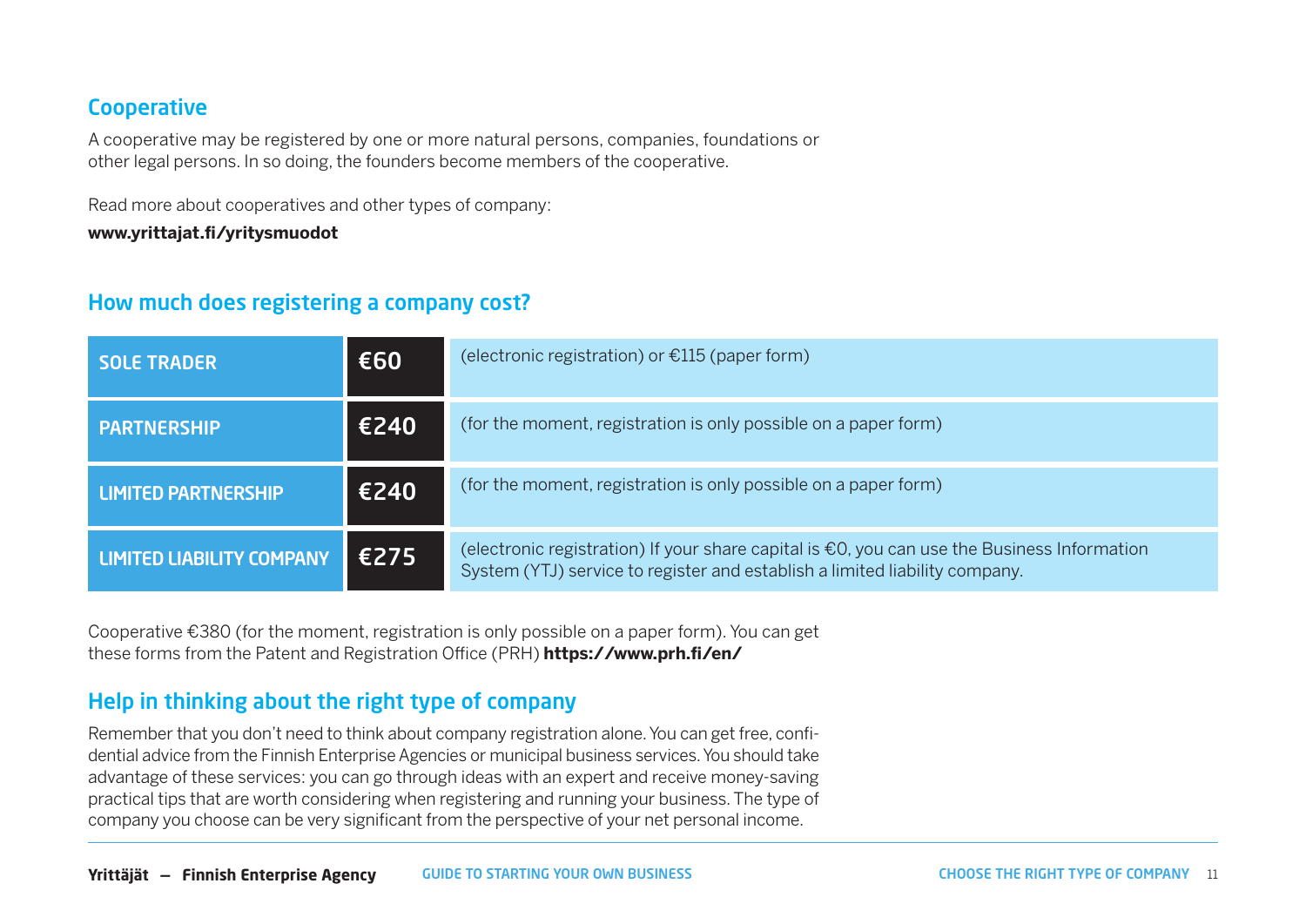## Cooperative

A cooperative may be registered by one or more natural persons, companies, foundations or other legal persons. In so doing, the founders become members of the cooperative.

Read more about cooperatives and other types of company:

**www.yrittajat.fi/yritysmuodot**

## How much does registering a company cost?

| | | |
|---|---|---|
| **SOLE TRADER** | **€60** | (electronic registration) or €115 (paper form) |
| **PARTNERSHIP** | **€240** | (for the moment, registration is only possible on a paper form) |
| **LIMITED PARTNERSHIP** | **€240** | (for the moment, registration is only possible on a paper form) |
| **LIMITED LIABILITY COMPANY** | **€275** | (electronic registration) If your share capital is €0, you can use the Business Information System (YTJ) service to register and establish a limited liability company. |

Cooperative €380 (for the moment, registration is only possible on a paper form). You can get these forms from the Patent and Registration Office (PRH) **https://www.prh.fi/en/**

## Help in thinking about the right type of company

Remember that you don't need to think about company registration alone. You can get free, confidential advice from the Finnish Enterprise Agencies or municipal business services. You should take advantage of these services: you can go through ideas with an expert and receive money-saving practical tips that are worth considering when registering and running your business. The type of company you choose can be very significant from the perspective of your net personal income.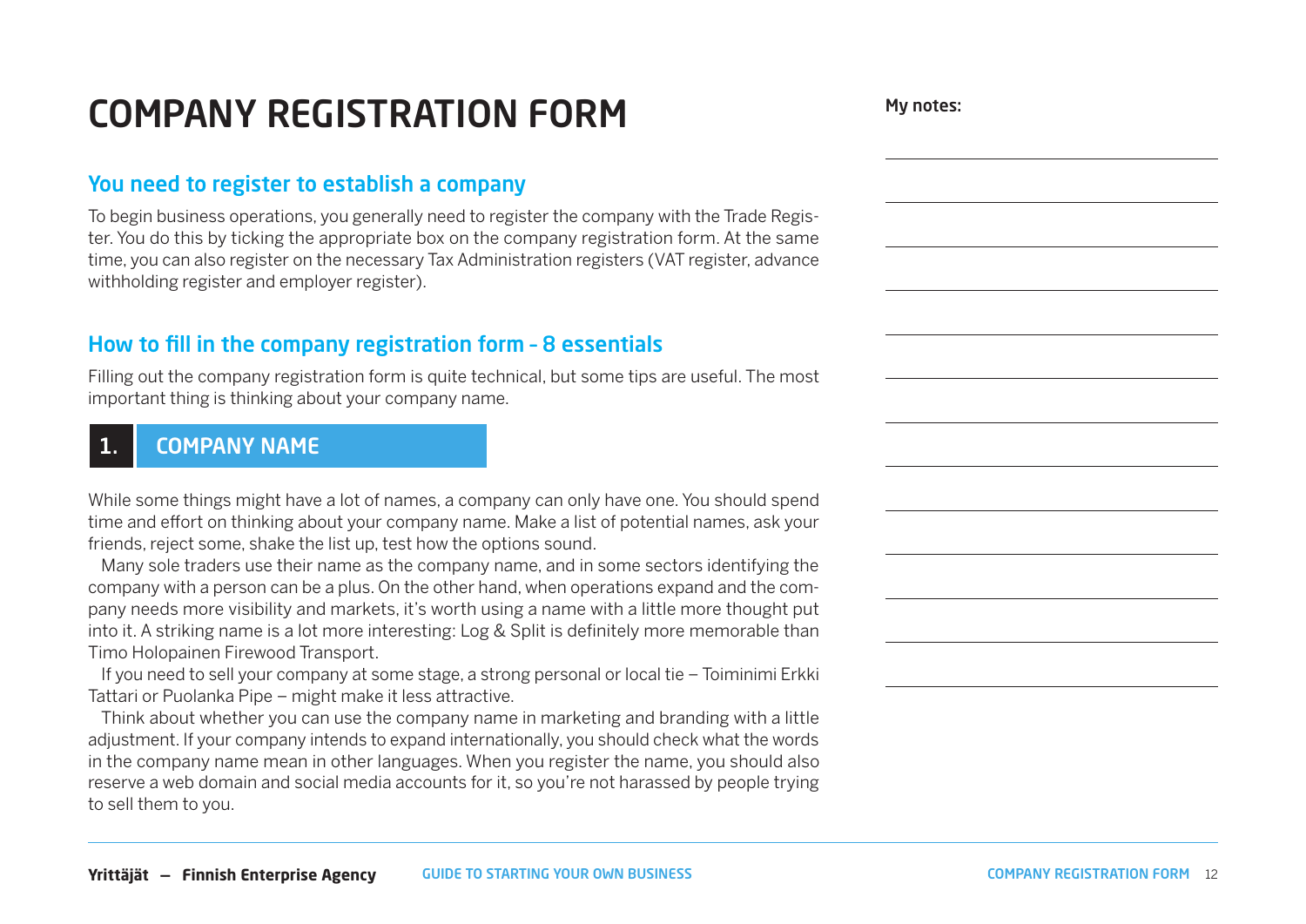# COMPANY REGISTRATION FORM

## You need to register to establish a company

To begin business operations, you generally need to register the company with the Trade Register. You do this by ticking the appropriate box on the company registration form. At the same time, you can also register on the necessary Tax Administration registers (VAT register, advance withholding register and employer register).

## How to fill in the company registration form – 8 essentials

Filling out the company registration form is quite technical, but some tips are useful. The most important thing is thinking about your company name.

### 1. COMPANY NAME

While some things might have a lot of names, a company can only have one. You should spend time and effort on thinking about your company name. Make a list of potential names, ask your friends, reject some, shake the list up, test how the options sound.

Many sole traders use their name as the company name, and in some sectors identifying the company with a person can be a plus. On the other hand, when operations expand and the company needs more visibility and markets, it's worth using a name with a little more thought put into it. A striking name is a lot more interesting: Log & Split is definitely more memorable than Timo Holopainen Firewood Transport.

If you need to sell your company at some stage, a strong personal or local tie – Toiminimi Erkki Tattari or Puolanka Pipe – might make it less attractive.

Think about whether you can use the company name in marketing and branding with a little adjustment. If your company intends to expand internationally, you should check what the words in the company name mean in other languages. When you register the name, you should also reserve a web domain and social media accounts for it, so you're not harassed by people trying to sell them to you.

**My notes:**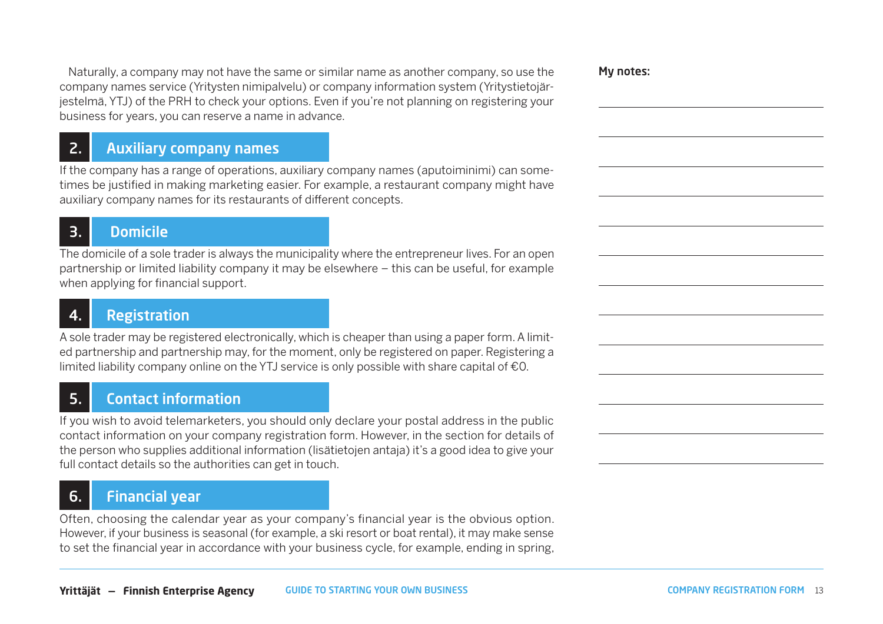Naturally, a company may not have the same or similar name as another company, so use the company names service (Yritysten nimipalvelu) or company information system (Yritystietojärjestelmä, YTJ) of the PRH to check your options. Even if you're not planning on registering your business for years, you can reserve a name in advance.

## 2. Auxiliary company names

If the company has a range of operations, auxiliary company names (aputoiminimi) can sometimes be justified in making marketing easier. For example, a restaurant company might have auxiliary company names for its restaurants of different concepts.

## 3. Domicile

The domicile of a sole trader is always the municipality where the entrepreneur lives. For an open partnership or limited liability company it may be elsewhere – this can be useful, for example when applying for financial support.

## 4. Registration

A sole trader may be registered electronically, which is cheaper than using a paper form. A limited partnership and partnership may, for the moment, only be registered on paper. Registering a limited liability company online on the YTJ service is only possible with share capital of €0.

## 5. Contact information

If you wish to avoid telemarketers, you should only declare your postal address in the public contact information on your company registration form. However, in the section for details of the person who supplies additional information (lisätietojen antaja) it's a good idea to give your full contact details so the authorities can get in touch.

## 6. Financial year

Often, choosing the calendar year as your company's financial year is the obvious option. However, if your business is seasonal (for example, a ski resort or boat rental), it may make sense to set the financial year in accordance with your business cycle, for example, ending in spring,

**My notes:**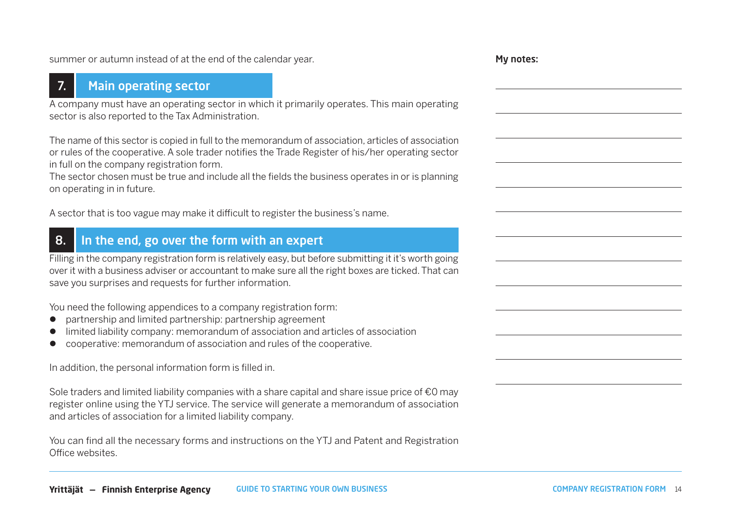summer or autumn instead of at the end of the calendar year.

## 7. Main operating sector

A company must have an operating sector in which it primarily operates. This main operating sector is also reported to the Tax Administration.

The name of this sector is copied in full to the memorandum of association, articles of association or rules of the cooperative. A sole trader notifies the Trade Register of his/her operating sector in full on the company registration form.
The sector chosen must be true and include all the fields the business operates in or is planning on operating in in future.

A sector that is too vague may make it difficult to register the business's name.

## 8. In the end, go over the form with an expert

Filling in the company registration form is relatively easy, but before submitting it it's worth going over it with a business adviser or accountant to make sure all the right boxes are ticked. That can save you surprises and requests for further information.

You need the following appendices to a company registration form:

- partnership and limited partnership: partnership agreement
- limited liability company: memorandum of association and articles of association
- cooperative: memorandum of association and rules of the cooperative.

In addition, the personal information form is filled in.

Sole traders and limited liability companies with a share capital and share issue price of €0 may register online using the YTJ service. The service will generate a memorandum of association and articles of association for a limited liability company.

You can find all the necessary forms and instructions on the YTJ and Patent and Registration Office websites.

**My notes:**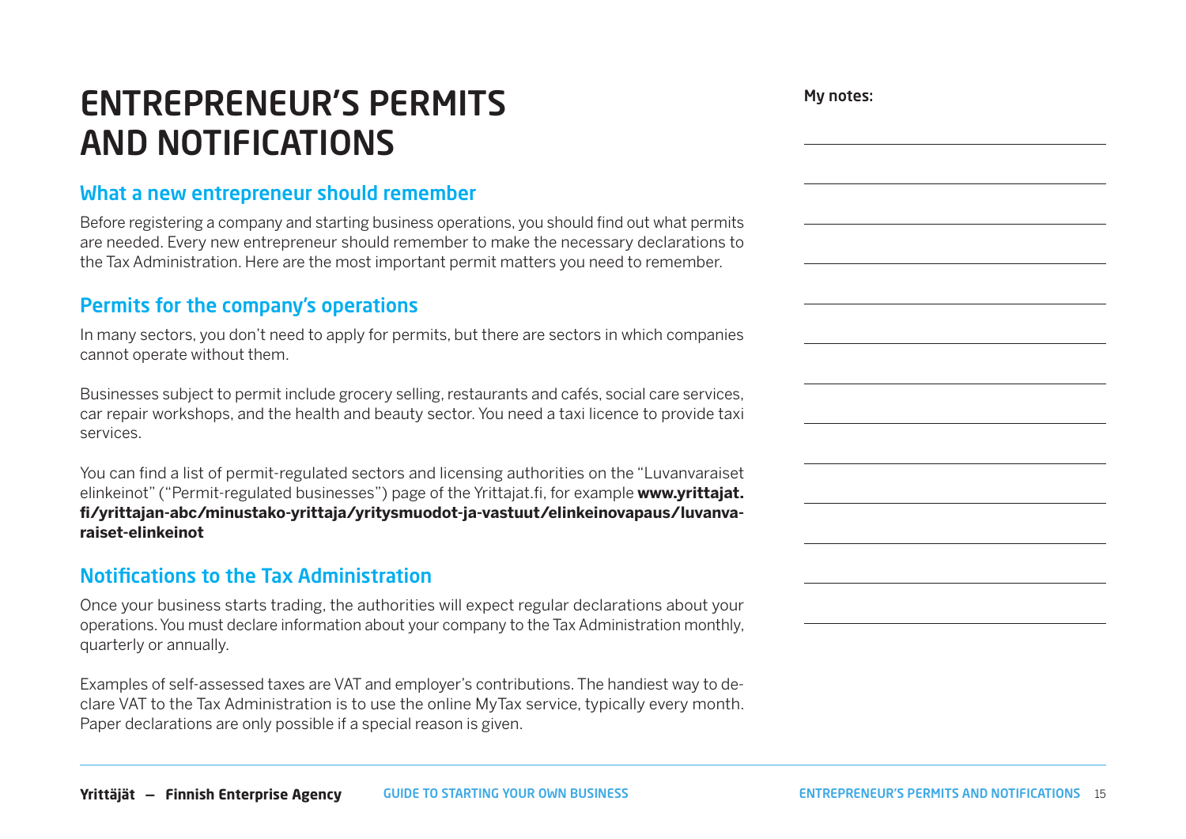# ENTREPRENEUR'S PERMITS AND NOTIFICATIONS

## What a new entrepreneur should remember

Before registering a company and starting business operations, you should find out what permits are needed. Every new entrepreneur should remember to make the necessary declarations to the Tax Administration. Here are the most important permit matters you need to remember.

## Permits for the company's operations

In many sectors, you don't need to apply for permits, but there are sectors in which companies cannot operate without them.

Businesses subject to permit include grocery selling, restaurants and cafés, social care services, car repair workshops, and the health and beauty sector. You need a taxi licence to provide taxi services.

You can find a list of permit-regulated sectors and licensing authorities on the "Luvanvaraiset elinkeinot" ("Permit-regulated businesses") page of the Yrittajat.fi, for example **www.yrittajat.fi/yrittajan-abc/minustako-yrittaja/yritysmuodot-ja-vastuut/elinkeinovapaus/luvanvaraiset-elinkeinot**

## Notifications to the Tax Administration

Once your business starts trading, the authorities will expect regular declarations about your operations. You must declare information about your company to the Tax Administration monthly, quarterly or annually.

Examples of self-assessed taxes are VAT and employer's contributions. The handiest way to declare VAT to the Tax Administration is to use the online MyTax service, typically every month. Paper declarations are only possible if a special reason is given.

**My notes:**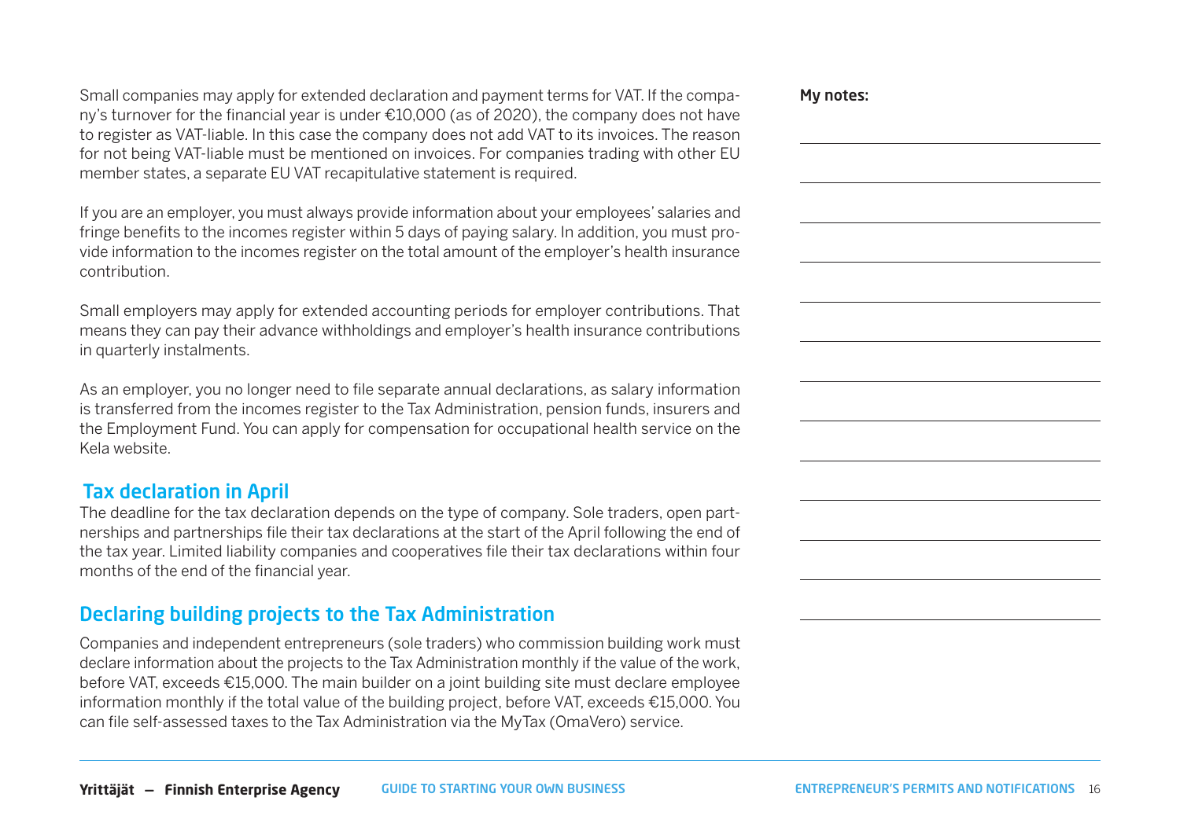Small companies may apply for extended declaration and payment terms for VAT. If the company's turnover for the financial year is under €10,000 (as of 2020), the company does not have to register as VAT-liable. In this case the company does not add VAT to its invoices. The reason for not being VAT-liable must be mentioned on invoices. For companies trading with other EU member states, a separate EU VAT recapitulative statement is required.

If you are an employer, you must always provide information about your employees' salaries and fringe benefits to the incomes register within 5 days of paying salary. In addition, you must provide information to the incomes register on the total amount of the employer's health insurance contribution.

Small employers may apply for extended accounting periods for employer contributions. That means they can pay their advance withholdings and employer's health insurance contributions in quarterly instalments.

As an employer, you no longer need to file separate annual declarations, as salary information is transferred from the incomes register to the Tax Administration, pension funds, insurers and the Employment Fund. You can apply for compensation for occupational health service on the Kela website.

## Tax declaration in April

The deadline for the tax declaration depends on the type of company. Sole traders, open partnerships and partnerships file their tax declarations at the start of the April following the end of the tax year. Limited liability companies and cooperatives file their tax declarations within four months of the end of the financial year.

## Declaring building projects to the Tax Administration

Companies and independent entrepreneurs (sole traders) who commission building work must declare information about the projects to the Tax Administration monthly if the value of the work, before VAT, exceeds €15,000. The main builder on a joint building site must declare employee information monthly if the total value of the building project, before VAT, exceeds €15,000. You can file self-assessed taxes to the Tax Administration via the MyTax (OmaVero) service.

**My notes:**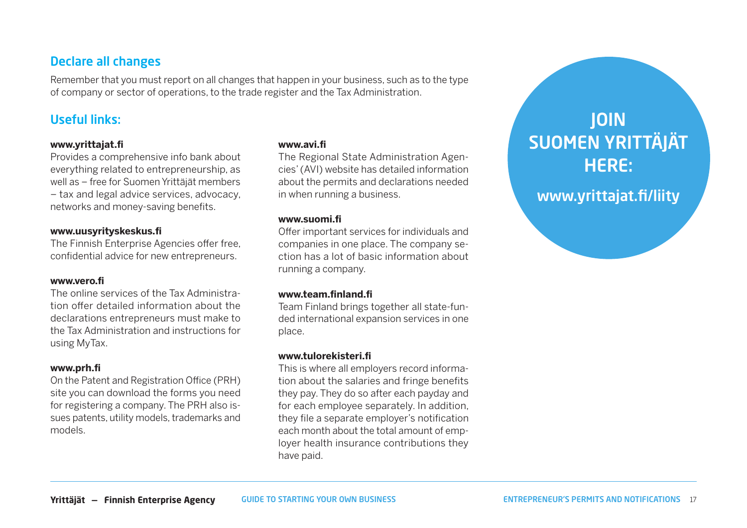## Declare all changes

Remember that you must report on all changes that happen in your business, such as to the type of company or sector of operations, to the trade register and the Tax Administration.

## Useful links:

**www.yrittajat.fi**
Provides a comprehensive info bank about everything related to entrepreneurship, as well as – free for Suomen Yrittäjät members – tax and legal advice services, advocacy, networks and money-saving benefits.

**www.uusyrityskeskus.fi**
The Finnish Enterprise Agencies offer free, confidential advice for new entrepreneurs.

**www.vero.fi**
The online services of the Tax Administration offer detailed information about the declarations entrepreneurs must make to the Tax Administration and instructions for using MyTax.

**www.prh.fi**
On the Patent and Registration Office (PRH) site you can download the forms you need for registering a company. The PRH also issues patents, utility models, trademarks and models.

**www.avi.fi**
The Regional State Administration Agencies' (AVI) website has detailed information about the permits and declarations needed in when running a business.

**www.suomi.fi**
Offer important services for individuals and companies in one place. The company section has a lot of basic information about running a company.

**www.team.finland.fi**
Team Finland brings together all state-funded international expansion services in one place.

**www.tulorekisteri.fi**
This is where all employers record information about the salaries and fringe benefits they pay. They do so after each payday and for each employee separately. In addition, they file a separate employer's notification each month about the total amount of employer health insurance contributions they have paid.

**JOIN SUOMEN YRITTÄJÄT HERE:**

**www.yrittajat.fi/liity**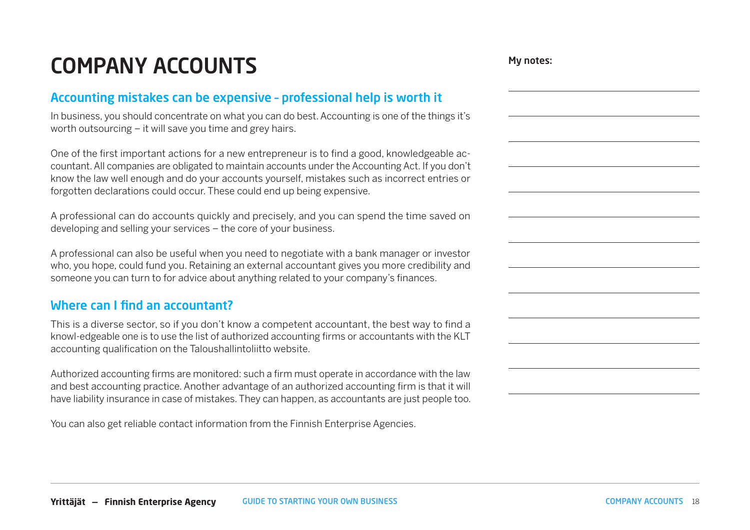# COMPANY ACCOUNTS

## Accounting mistakes can be expensive - professional help is worth it

In business, you should concentrate on what you can do best. Accounting is one of the things it's worth outsourcing – it will save you time and grey hairs.

One of the first important actions for a new entrepreneur is to find a good, knowledgeable accountant. All companies are obligated to maintain accounts under the Accounting Act. If you don't know the law well enough and do your accounts yourself, mistakes such as incorrect entries or forgotten declarations could occur. These could end up being expensive.

A professional can do accounts quickly and precisely, and you can spend the time saved on developing and selling your services – the core of your business.

A professional can also be useful when you need to negotiate with a bank manager or investor who, you hope, could fund you. Retaining an external accountant gives you more credibility and someone you can turn to for advice about anything related to your company's finances.

## Where can I find an accountant?

This is a diverse sector, so if you don't know a competent accountant, the best way to find a knowl-edgeable one is to use the list of authorized accounting firms or accountants with the KLT accounting qualification on the Taloushallintoliitto website.

Authorized accounting firms are monitored: such a firm must operate in accordance with the law and best accounting practice. Another advantage of an authorized accounting firm is that it will have liability insurance in case of mistakes. They can happen, as accountants are just people too.

You can also get reliable contact information from the Finnish Enterprise Agencies.

**My notes:**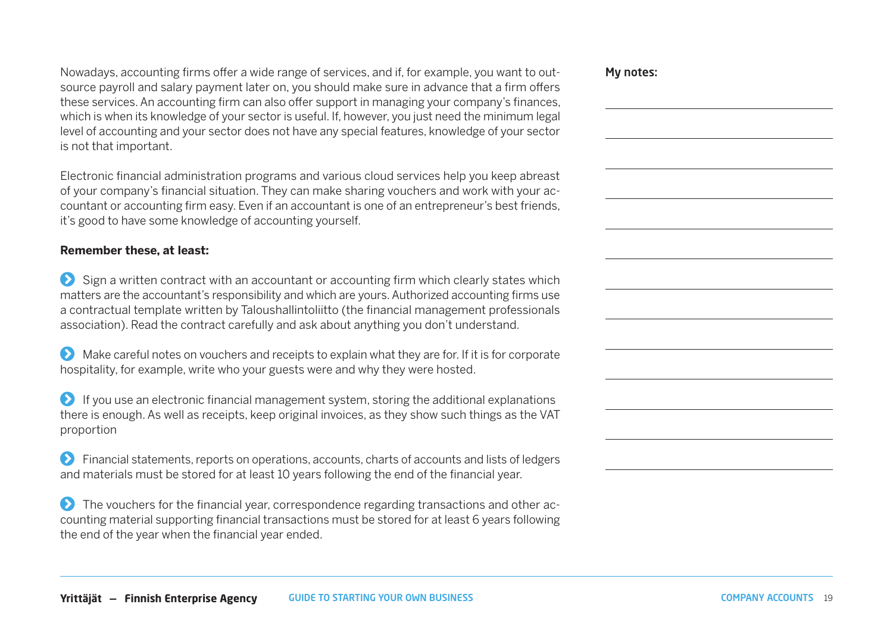Nowadays, accounting firms offer a wide range of services, and if, for example, you want to outsource payroll and salary payment later on, you should make sure in advance that a firm offers these services. An accounting firm can also offer support in managing your company's finances, which is when its knowledge of your sector is useful. If, however, you just need the minimum legal level of accounting and your sector does not have any special features, knowledge of your sector is not that important.

Electronic financial administration programs and various cloud services help you keep abreast of your company's financial situation. They can make sharing vouchers and work with your accountant or accounting firm easy. Even if an accountant is one of an entrepreneur's best friends, it's good to have some knowledge of accounting yourself.

**Remember these, at least:**

- Sign a written contract with an accountant or accounting firm which clearly states which matters are the accountant's responsibility and which are yours. Authorized accounting firms use a contractual template written by Taloushallintoliitto (the financial management professionals association). Read the contract carefully and ask about anything you don't understand.
- Make careful notes on vouchers and receipts to explain what they are for. If it is for corporate hospitality, for example, write who your guests were and why they were hosted.
- If you use an electronic financial management system, storing the additional explanations there is enough. As well as receipts, keep original invoices, as they show such things as the VAT proportion
- Financial statements, reports on operations, accounts, charts of accounts and lists of ledgers and materials must be stored for at least 10 years following the end of the financial year.
- The vouchers for the financial year, correspondence regarding transactions and other accounting material supporting financial transactions must be stored for at least 6 years following the end of the year when the financial year ended.

**My notes:**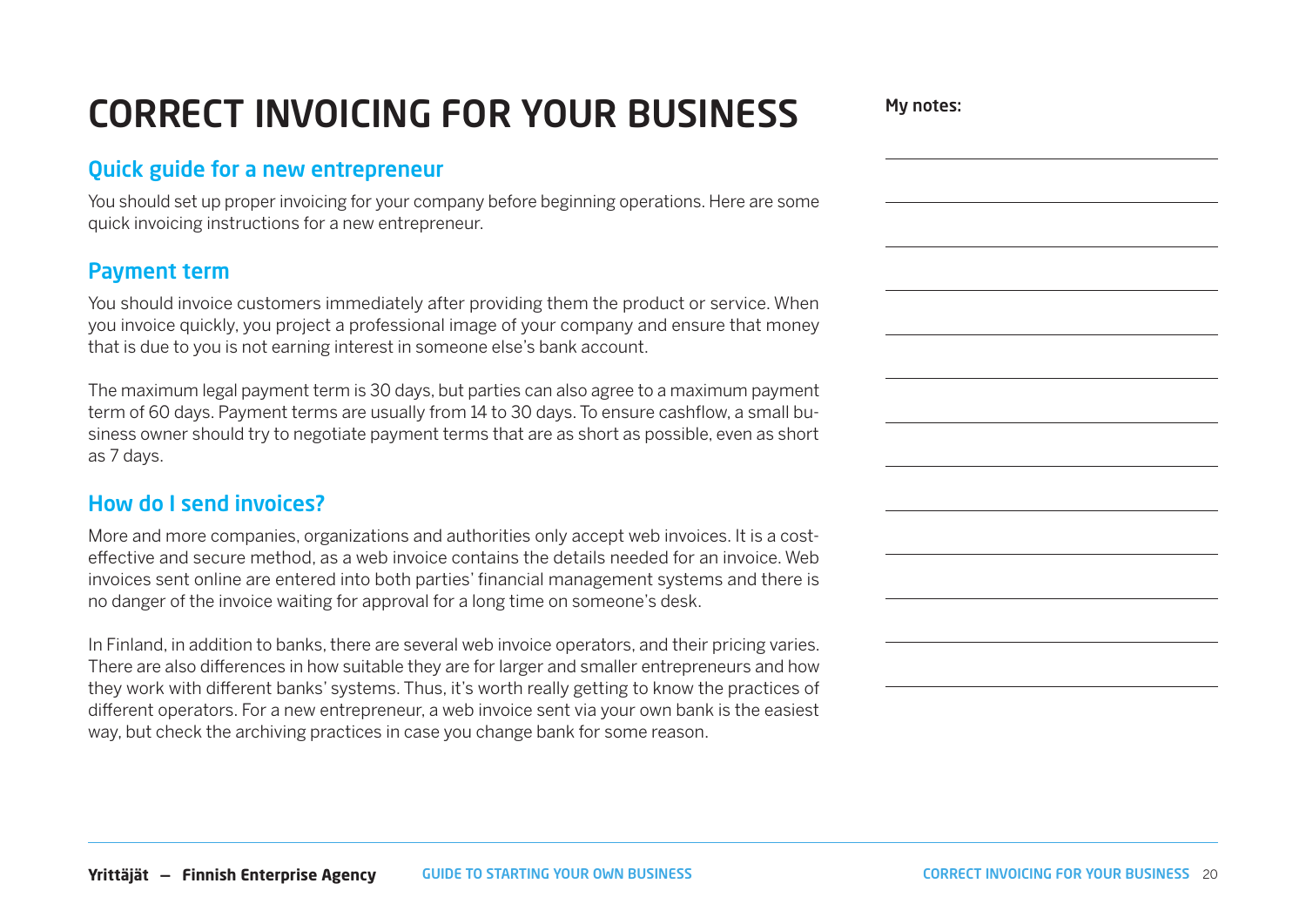# CORRECT INVOICING FOR YOUR BUSINESS

## Quick guide for a new entrepreneur

You should set up proper invoicing for your company before beginning operations. Here are some quick invoicing instructions for a new entrepreneur.

## Payment term

You should invoice customers immediately after providing them the product or service. When you invoice quickly, you project a professional image of your company and ensure that money that is due to you is not earning interest in someone else's bank account.

The maximum legal payment term is 30 days, but parties can also agree to a maximum payment term of 60 days. Payment terms are usually from 14 to 30 days. To ensure cashflow, a small business owner should try to negotiate payment terms that are as short as possible, even as short as 7 days.

## How do I send invoices?

More and more companies, organizations and authorities only accept web invoices. It is a cost-effective and secure method, as a web invoice contains the details needed for an invoice. Web invoices sent online are entered into both parties' financial management systems and there is no danger of the invoice waiting for approval for a long time on someone's desk.

In Finland, in addition to banks, there are several web invoice operators, and their pricing varies. There are also differences in how suitable they are for larger and smaller entrepreneurs and how they work with different banks' systems. Thus, it's worth really getting to know the practices of different operators. For a new entrepreneur, a web invoice sent via your own bank is the easiest way, but check the archiving practices in case you change bank for some reason.

**My notes:**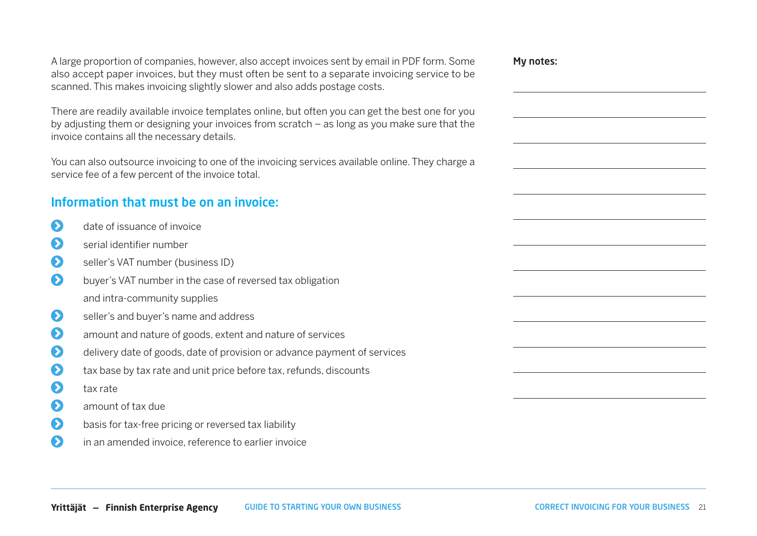A large proportion of companies, however, also accept invoices sent by email in PDF form. Some also accept paper invoices, but they must often be sent to a separate invoicing service to be scanned. This makes invoicing slightly slower and also adds postage costs.

There are readily available invoice templates online, but often you can get the best one for you by adjusting them or designing your invoices from scratch – as long as you make sure that the invoice contains all the necessary details.

You can also outsource invoicing to one of the invoicing services available online. They charge a service fee of a few percent of the invoice total.

## Information that must be on an invoice:

- date of issuance of invoice
- serial identifier number
- seller's VAT number (business ID)
- buyer's VAT number in the case of reversed tax obligation and intra-community supplies
- seller's and buyer's name and address
- amount and nature of goods, extent and nature of services
- delivery date of goods, date of provision or advance payment of services
- tax base by tax rate and unit price before tax, refunds, discounts
- tax rate
- amount of tax due
- basis for tax-free pricing or reversed tax liability
- in an amended invoice, reference to earlier invoice

**My notes:**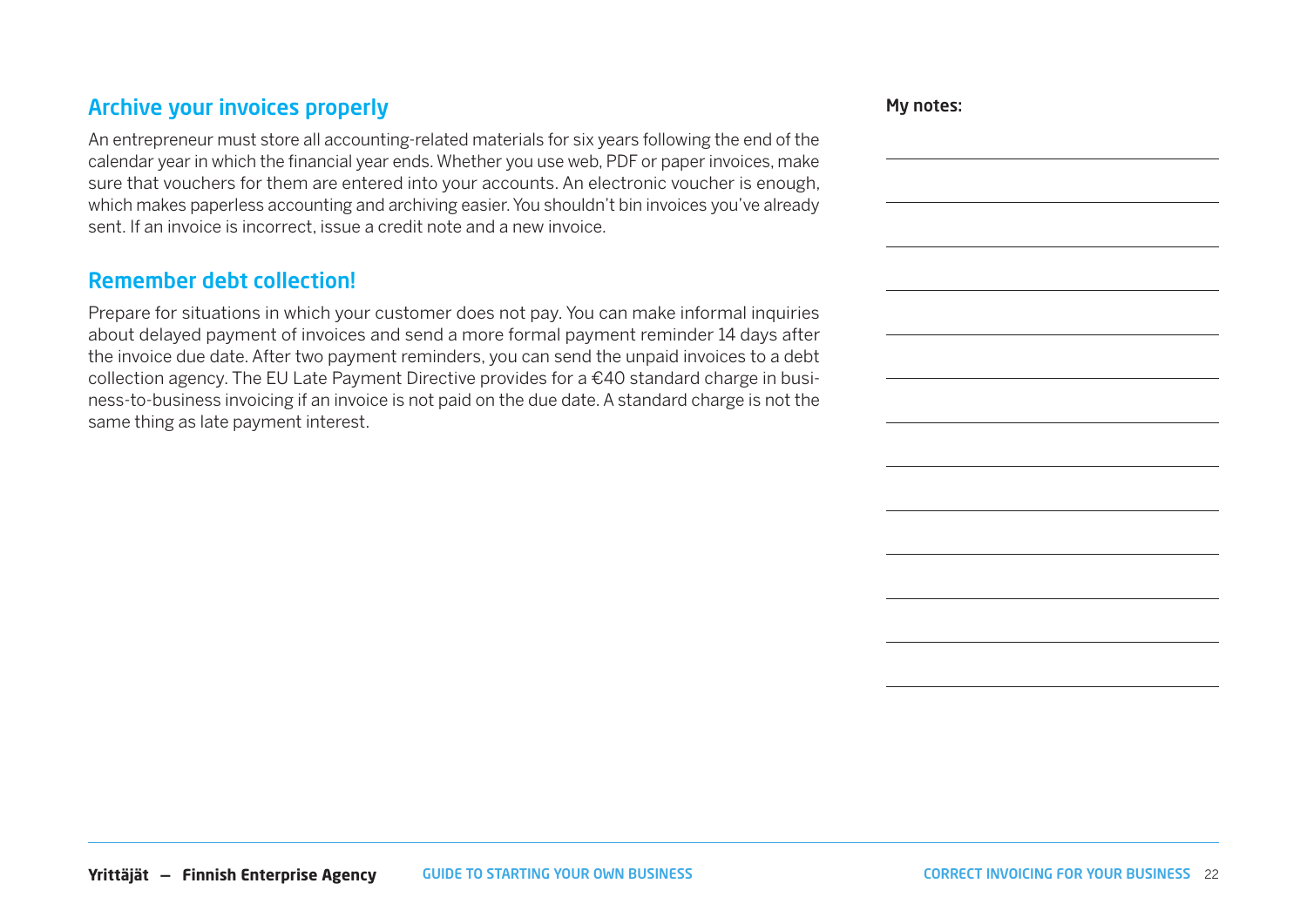## Archive your invoices properly

An entrepreneur must store all accounting-related materials for six years following the end of the calendar year in which the financial year ends. Whether you use web, PDF or paper invoices, make sure that vouchers for them are entered into your accounts. An electronic voucher is enough, which makes paperless accounting and archiving easier. You shouldn't bin invoices you've already sent. If an invoice is incorrect, issue a credit note and a new invoice.

## Remember debt collection!

Prepare for situations in which your customer does not pay. You can make informal inquiries about delayed payment of invoices and send a more formal payment reminder 14 days after the invoice due date. After two payment reminders, you can send the unpaid invoices to a debt collection agency. The EU Late Payment Directive provides for a €40 standard charge in business-to-business invoicing if an invoice is not paid on the due date. A standard charge is not the same thing as late payment interest.

**My notes:**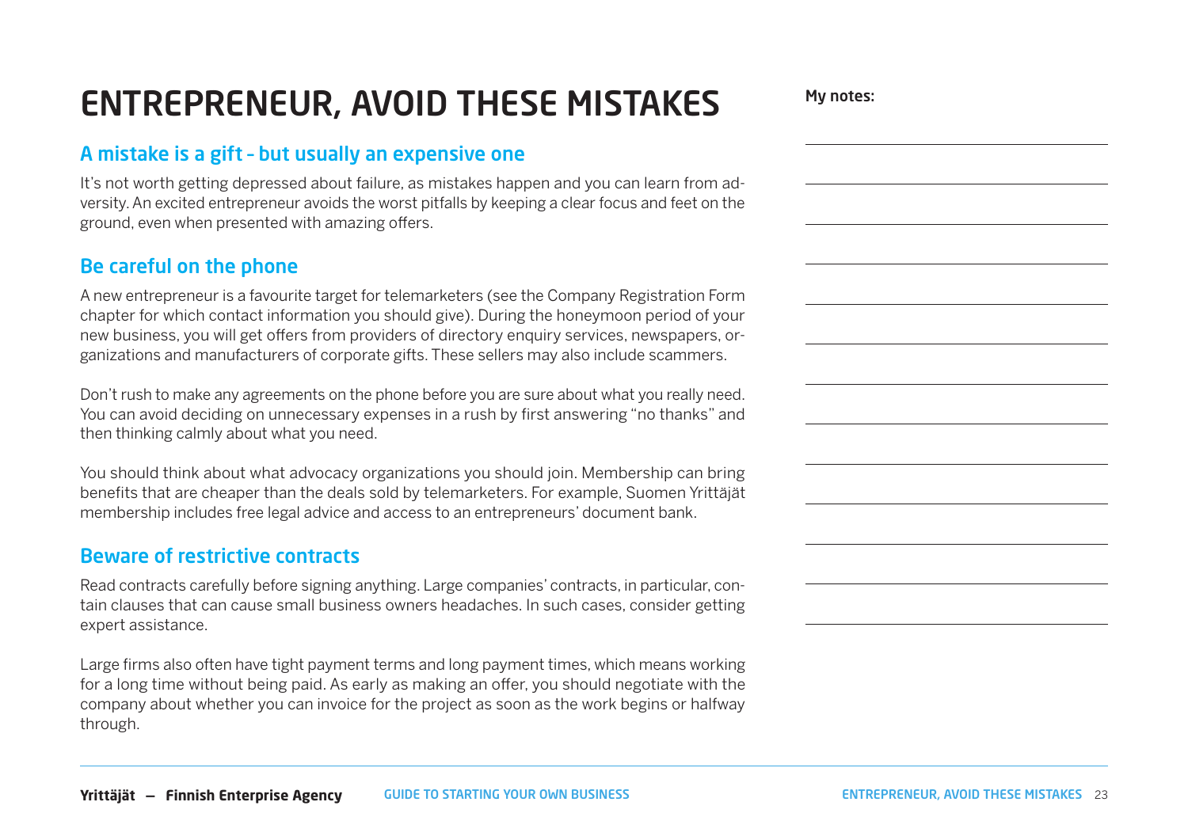# ENTREPRENEUR, AVOID THESE MISTAKES

## A mistake is a gift – but usually an expensive one

It's not worth getting depressed about failure, as mistakes happen and you can learn from adversity. An excited entrepreneur avoids the worst pitfalls by keeping a clear focus and feet on the ground, even when presented with amazing offers.

## Be careful on the phone

A new entrepreneur is a favourite target for telemarketers (see the Company Registration Form chapter for which contact information you should give). During the honeymoon period of your new business, you will get offers from providers of directory enquiry services, newspapers, organizations and manufacturers of corporate gifts. These sellers may also include scammers.

Don't rush to make any agreements on the phone before you are sure about what you really need. You can avoid deciding on unnecessary expenses in a rush by first answering "no thanks" and then thinking calmly about what you need.

You should think about what advocacy organizations you should join. Membership can bring benefits that are cheaper than the deals sold by telemarketers. For example, Suomen Yrittäjät membership includes free legal advice and access to an entrepreneurs' document bank.

## Beware of restrictive contracts

Read contracts carefully before signing anything. Large companies' contracts, in particular, contain clauses that can cause small business owners headaches. In such cases, consider getting expert assistance.

Large firms also often have tight payment terms and long payment times, which means working for a long time without being paid. As early as making an offer, you should negotiate with the company about whether you can invoice for the project as soon as the work begins or halfway through.

**My notes:**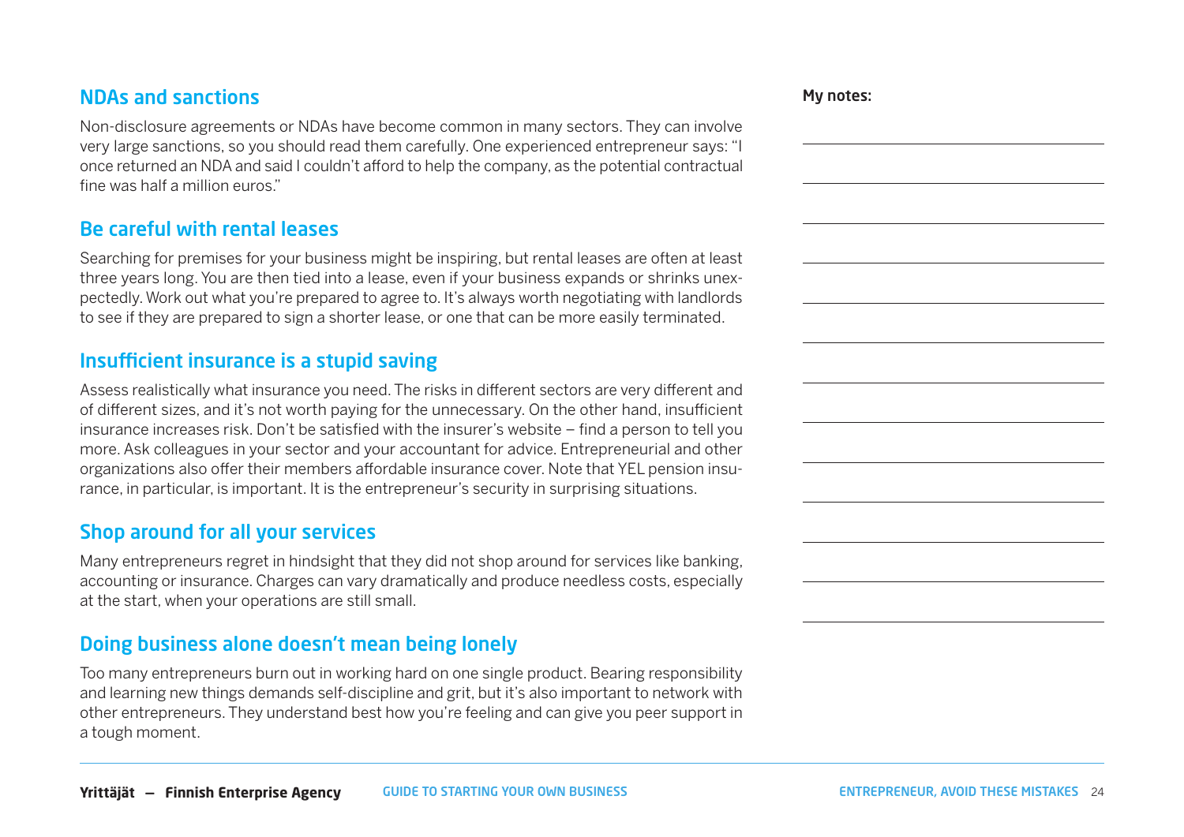## NDAs and sanctions

Non-disclosure agreements or NDAs have become common in many sectors. They can involve very large sanctions, so you should read them carefully. One experienced entrepreneur says: "I once returned an NDA and said I couldn't afford to help the company, as the potential contractual fine was half a million euros."

## Be careful with rental leases

Searching for premises for your business might be inspiring, but rental leases are often at least three years long. You are then tied into a lease, even if your business expands or shrinks unexpectedly. Work out what you're prepared to agree to. It's always worth negotiating with landlords to see if they are prepared to sign a shorter lease, or one that can be more easily terminated.

## Insufficient insurance is a stupid saving

Assess realistically what insurance you need. The risks in different sectors are very different and of different sizes, and it's not worth paying for the unnecessary. On the other hand, insufficient insurance increases risk. Don't be satisfied with the insurer's website – find a person to tell you more. Ask colleagues in your sector and your accountant for advice. Entrepreneurial and other organizations also offer their members affordable insurance cover. Note that YEL pension insurance, in particular, is important. It is the entrepreneur's security in surprising situations.

## Shop around for all your services

Many entrepreneurs regret in hindsight that they did not shop around for services like banking, accounting or insurance. Charges can vary dramatically and produce needless costs, especially at the start, when your operations are still small.

## Doing business alone doesn't mean being lonely

Too many entrepreneurs burn out in working hard on one single product. Bearing responsibility and learning new things demands self-discipline and grit, but it's also important to network with other entrepreneurs. They understand best how you're feeling and can give you peer support in a tough moment.

**My notes:**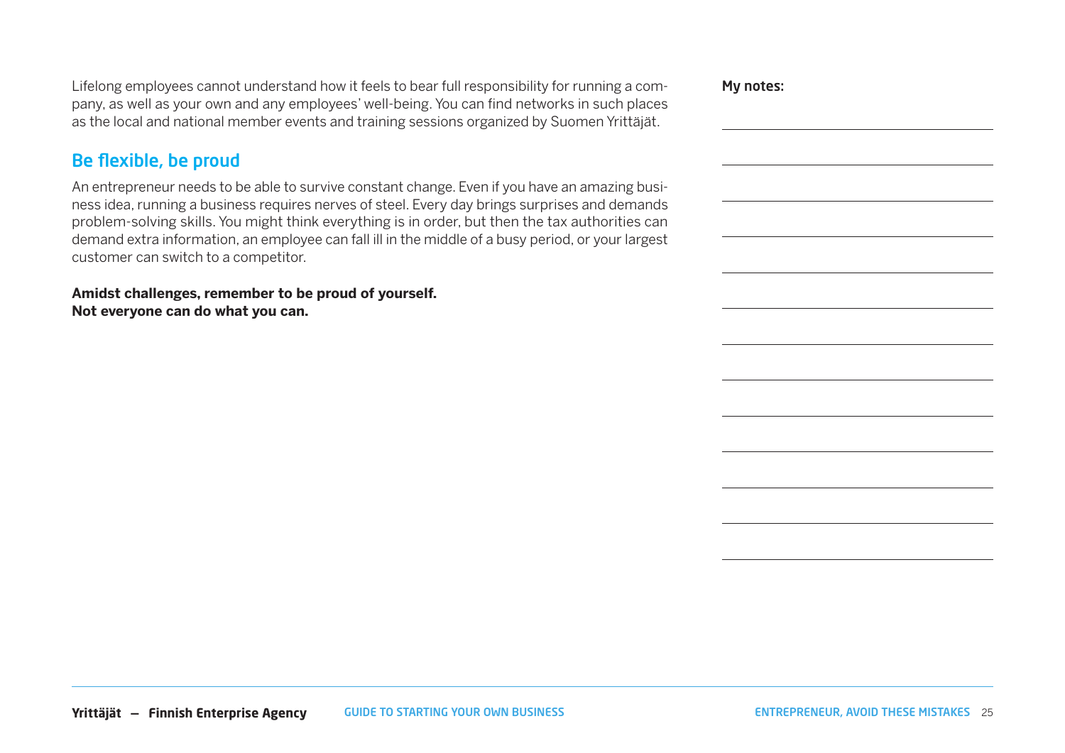Lifelong employees cannot understand how it feels to bear full responsibility for running a company, as well as your own and any employees' well-being. You can find networks in such places as the local and national member events and training sessions organized by Suomen Yrittäjät.

## Be flexible, be proud

An entrepreneur needs to be able to survive constant change. Even if you have an amazing business idea, running a business requires nerves of steel. Every day brings surprises and demands problem-solving skills. You might think everything is in order, but then the tax authorities can demand extra information, an employee can fall ill in the middle of a busy period, or your largest customer can switch to a competitor.

**Amidst challenges, remember to be proud of yourself.**
**Not everyone can do what you can.**

**My notes:**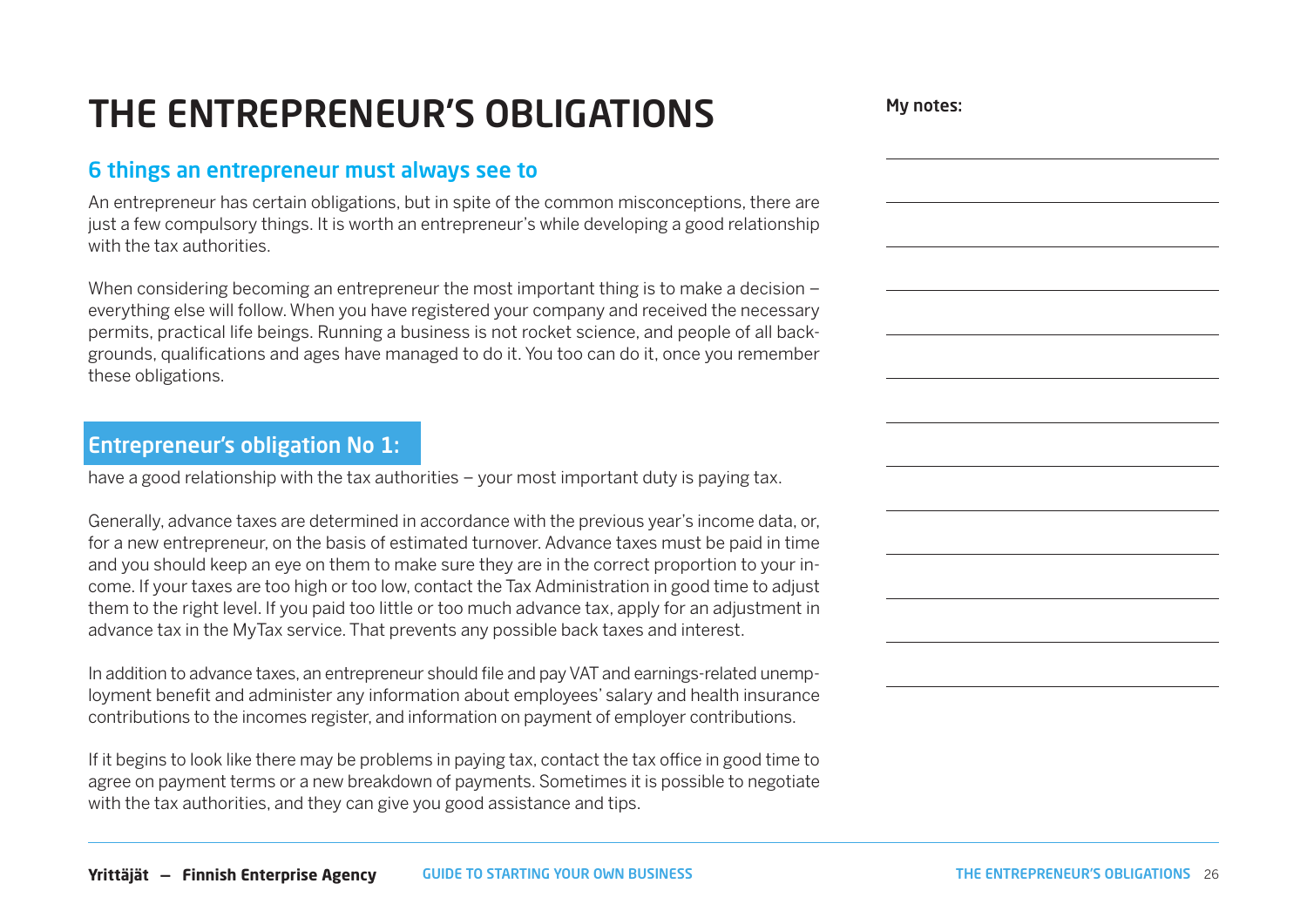# THE ENTREPRENEUR'S OBLIGATIONS

## 6 things an entrepreneur must always see to

An entrepreneur has certain obligations, but in spite of the common misconceptions, there are just a few compulsory things. It is worth an entrepreneur's while developing a good relationship with the tax authorities.

When considering becoming an entrepreneur the most important thing is to make a decision – everything else will follow. When you have registered your company and received the necessary permits, practical life beings. Running a business is not rocket science, and people of all backgrounds, qualifications and ages have managed to do it. You too can do it, once you remember these obligations.

### Entrepreneur's obligation No 1:

have a good relationship with the tax authorities – your most important duty is paying tax.

Generally, advance taxes are determined in accordance with the previous year's income data, or, for a new entrepreneur, on the basis of estimated turnover. Advance taxes must be paid in time and you should keep an eye on them to make sure they are in the correct proportion to your income. If your taxes are too high or too low, contact the Tax Administration in good time to adjust them to the right level. If you paid too little or too much advance tax, apply for an adjustment in advance tax in the MyTax service. That prevents any possible back taxes and interest.

In addition to advance taxes, an entrepreneur should file and pay VAT and earnings-related unemployment benefit and administer any information about employees' salary and health insurance contributions to the incomes register, and information on payment of employer contributions.

If it begins to look like there may be problems in paying tax, contact the tax office in good time to agree on payment terms or a new breakdown of payments. Sometimes it is possible to negotiate with the tax authorities, and they can give you good assistance and tips.

**My notes:**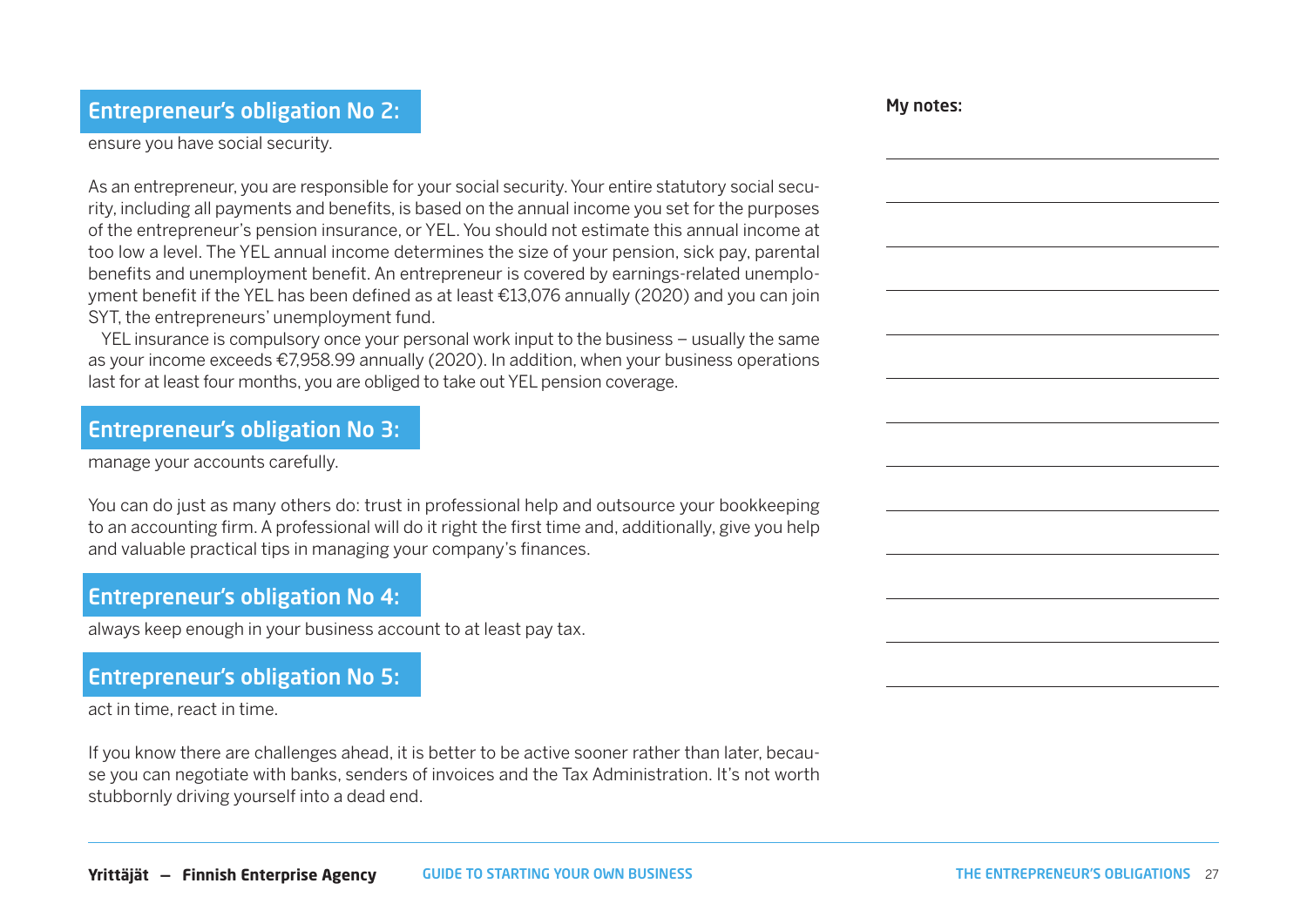## Entrepreneur's obligation No 2:

ensure you have social security.

As an entrepreneur, you are responsible for your social security. Your entire statutory social security, including all payments and benefits, is based on the annual income you set for the purposes of the entrepreneur's pension insurance, or YEL. You should not estimate this annual income at too low a level. The YEL annual income determines the size of your pension, sick pay, parental benefits and unemployment benefit. An entrepreneur is covered by earnings-related unemployment benefit if the YEL has been defined as at least €13,076 annually (2020) and you can join SYT, the entrepreneurs' unemployment fund.

YEL insurance is compulsory once your personal work input to the business – usually the same as your income exceeds €7,958.99 annually (2020). In addition, when your business operations last for at least four months, you are obliged to take out YEL pension coverage.

## Entrepreneur's obligation No 3:

manage your accounts carefully.

You can do just as many others do: trust in professional help and outsource your bookkeeping to an accounting firm. A professional will do it right the first time and, additionally, give you help and valuable practical tips in managing your company's finances.

## Entrepreneur's obligation No 4:

always keep enough in your business account to at least pay tax.

## Entrepreneur's obligation No 5:

act in time, react in time.

If you know there are challenges ahead, it is better to be active sooner rather than later, because you can negotiate with banks, senders of invoices and the Tax Administration. It's not worth stubbornly driving yourself into a dead end.

**My notes:**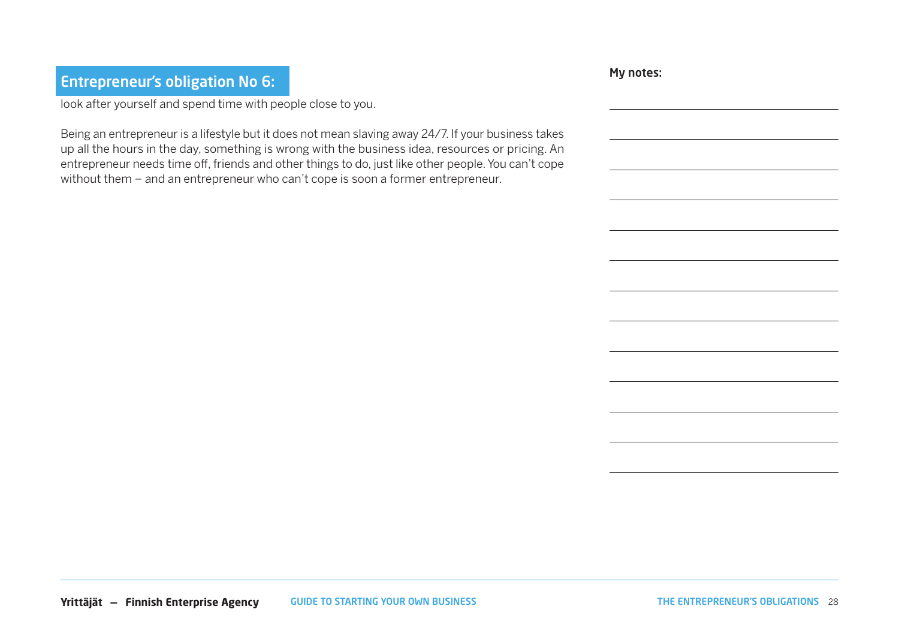## Entrepreneur's obligation No 6:

look after yourself and spend time with people close to you.

Being an entrepreneur is a lifestyle but it does not mean slaving away 24/7. If your business takes up all the hours in the day, something is wrong with the business idea, resources or pricing. An entrepreneur needs time off, friends and other things to do, just like other people. You can't cope without them – and an entrepreneur who can't cope is soon a former entrepreneur.

**My notes:**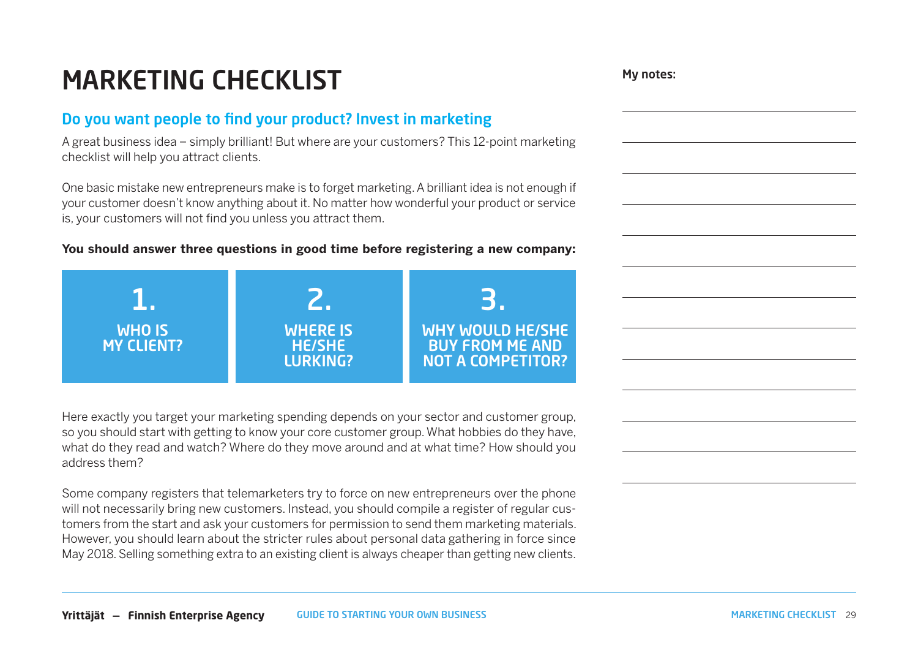# MARKETING CHECKLIST

## Do you want people to find your product? Invest in marketing

A great business idea – simply brilliant! But where are your customers? This 12-point marketing checklist will help you attract clients.

One basic mistake new entrepreneurs make is to forget marketing. A brilliant idea is not enough if your customer doesn't know anything about it. No matter how wonderful your product or service is, your customers will not find you unless you attract them.

**You should answer three questions in good time before registering a new company:**

1. **WHO IS MY CLIENT?**
2. **WHERE IS HE/SHE LURKING?**
3. **WHY WOULD HE/SHE BUY FROM ME AND NOT A COMPETITOR?**

Here exactly you target your marketing spending depends on your sector and customer group, so you should start with getting to know your core customer group. What hobbies do they have, what do they read and watch? Where do they move around and at what time? How should you address them?

Some company registers that telemarketers try to force on new entrepreneurs over the phone will not necessarily bring new customers. Instead, you should compile a register of regular customers from the start and ask your customers for permission to send them marketing materials. However, you should learn about the stricter rules about personal data gathering in force since May 2018. Selling something extra to an existing client is always cheaper than getting new clients.

**My notes:**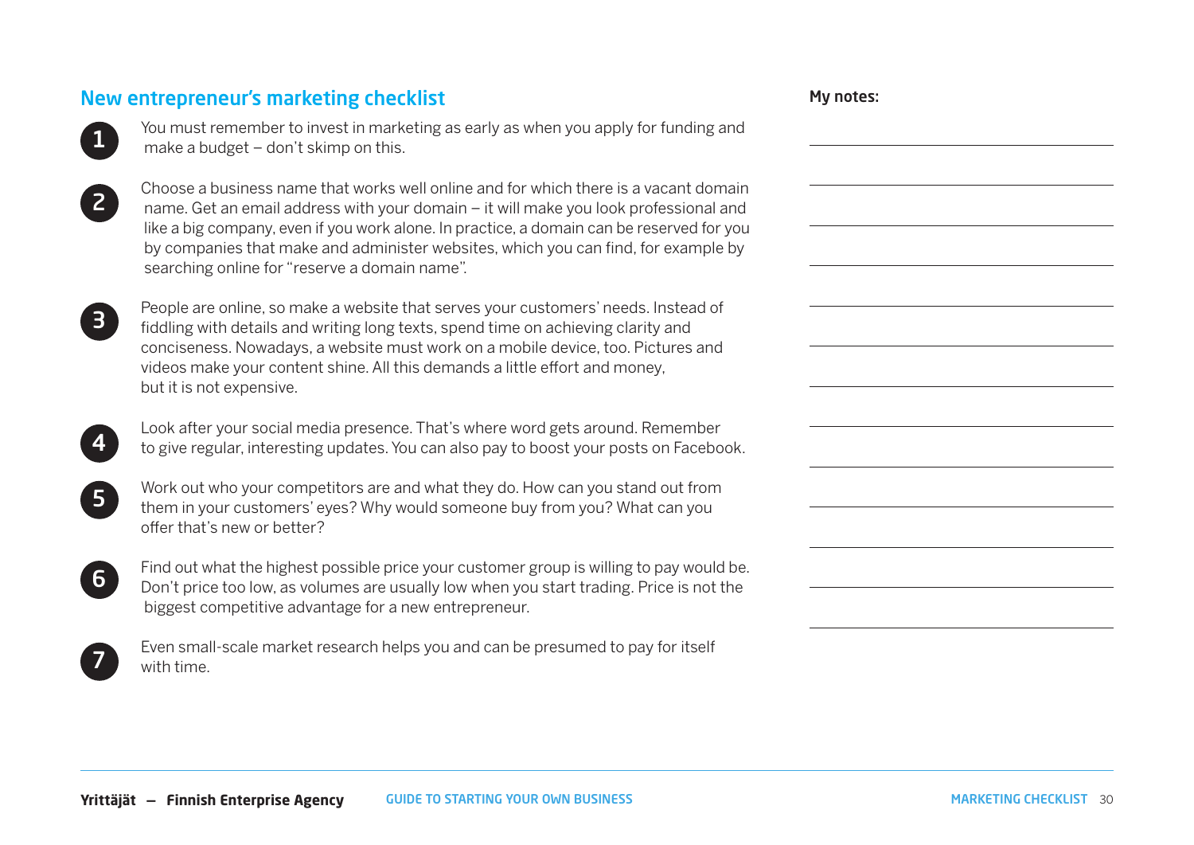## New entrepreneur's marketing checklist

1. You must remember to invest in marketing as early as when you apply for funding and make a budget – don't skimp on this.

2. Choose a business name that works well online and for which there is a vacant domain name. Get an email address with your domain – it will make you look professional and like a big company, even if you work alone. In practice, a domain can be reserved for you by companies that make and administer websites, which you can find, for example by searching online for "reserve a domain name".

3. People are online, so make a website that serves your customers' needs. Instead of fiddling with details and writing long texts, spend time on achieving clarity and conciseness. Nowadays, a website must work on a mobile device, too. Pictures and videos make your content shine. All this demands a little effort and money, but it is not expensive.

4. Look after your social media presence. That's where word gets around. Remember to give regular, interesting updates. You can also pay to boost your posts on Facebook.

5. Work out who your competitors are and what they do. How can you stand out from them in your customers' eyes? Why would someone buy from you? What can you offer that's new or better?

6. Find out what the highest possible price your customer group is willing to pay would be. Don't price too low, as volumes are usually low when you start trading. Price is not the biggest competitive advantage for a new entrepreneur.

7. Even small-scale market research helps you and can be presumed to pay for itself with time.

**My notes:**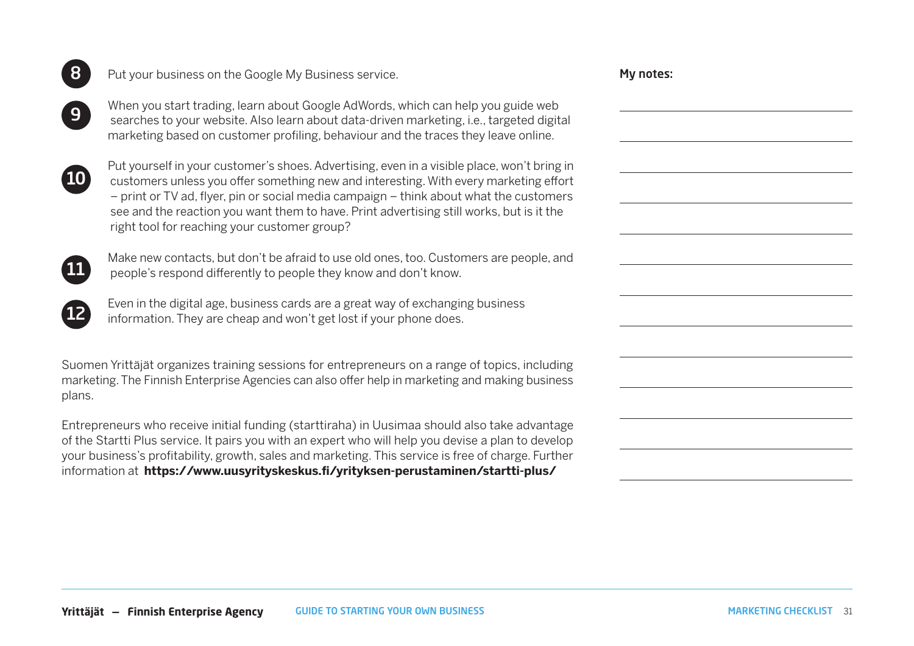8. Put your business on the Google My Business service.

9. When you start trading, learn about Google AdWords, which can help you guide web searches to your website. Also learn about data-driven marketing, i.e., targeted digital marketing based on customer profiling, behaviour and the traces they leave online.

10. Put yourself in your customer's shoes. Advertising, even in a visible place, won't bring in customers unless you offer something new and interesting. With every marketing effort – print or TV ad, flyer, pin or social media campaign – think about what the customers see and the reaction you want them to have. Print advertising still works, but is it the right tool for reaching your customer group?

11. Make new contacts, but don't be afraid to use old ones, too. Customers are people, and people's respond differently to people they know and don't know.

12. Even in the digital age, business cards are a great way of exchanging business information. They are cheap and won't get lost if your phone does.

Suomen Yrittäjät organizes training sessions for entrepreneurs on a range of topics, including marketing. The Finnish Enterprise Agencies can also offer help in marketing and making business plans.

Entrepreneurs who receive initial funding (starttiraha) in Uusimaa should also take advantage of the Startti Plus service. It pairs you with an expert who will help you devise a plan to develop your business's profitability, growth, sales and marketing. This service is free of charge. Further information at **https://www.uusyrityskeskus.fi/yrityksen-perustaminen/startti-plus/**

**My notes:**

\_\_\_\_\_\_\_\_\_\_\_\_\_\_\_\_\_\_\_\_\_\_\_\_\_\_\_\_\_\_

\_\_\_\_\_\_\_\_\_\_\_\_\_\_\_\_\_\_\_\_\_\_\_\_\_\_\_\_\_\_

\_\_\_\_\_\_\_\_\_\_\_\_\_\_\_\_\_\_\_\_\_\_\_\_\_\_\_\_\_\_

\_\_\_\_\_\_\_\_\_\_\_\_\_\_\_\_\_\_\_\_\_\_\_\_\_\_\_\_\_\_

\_\_\_\_\_\_\_\_\_\_\_\_\_\_\_\_\_\_\_\_\_\_\_\_\_\_\_\_\_\_

\_\_\_\_\_\_\_\_\_\_\_\_\_\_\_\_\_\_\_\_\_\_\_\_\_\_\_\_\_\_

\_\_\_\_\_\_\_\_\_\_\_\_\_\_\_\_\_\_\_\_\_\_\_\_\_\_\_\_\_\_

\_\_\_\_\_\_\_\_\_\_\_\_\_\_\_\_\_\_\_\_\_\_\_\_\_\_\_\_\_\_

\_\_\_\_\_\_\_\_\_\_\_\_\_\_\_\_\_\_\_\_\_\_\_\_\_\_\_\_\_\_

\_\_\_\_\_\_\_\_\_\_\_\_\_\_\_\_\_\_\_\_\_\_\_\_\_\_\_\_\_\_

\_\_\_\_\_\_\_\_\_\_\_\_\_\_\_\_\_\_\_\_\_\_\_\_\_\_\_\_\_\_

\_\_\_\_\_\_\_\_\_\_\_\_\_\_\_\_\_\_\_\_\_\_\_\_\_\_\_\_\_\_

\_\_\_\_\_\_\_\_\_\_\_\_\_\_\_\_\_\_\_\_\_\_\_\_\_\_\_\_\_\_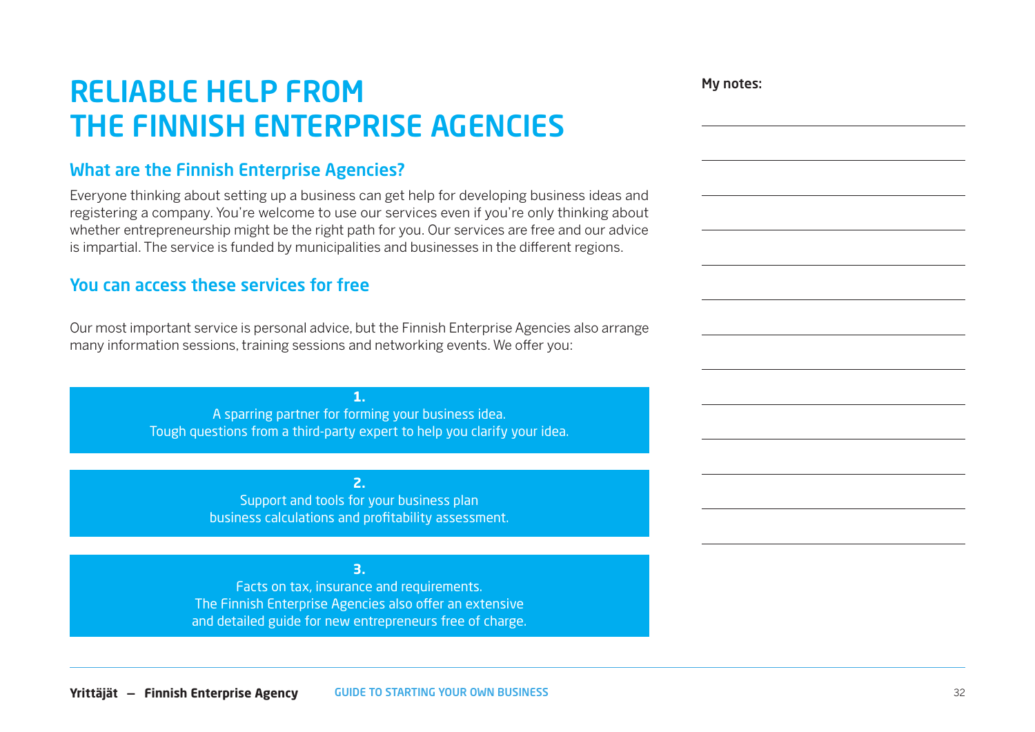# RELIABLE HELP FROM THE FINNISH ENTERPRISE AGENCIES

## What are the Finnish Enterprise Agencies?

Everyone thinking about setting up a business can get help for developing business ideas and registering a company. You're welcome to use our services even if you're only thinking about whether entrepreneurship might be the right path for you. Our services are free and our advice is impartial. The service is funded by municipalities and businesses in the different regions.

## You can access these services for free

Our most important service is personal advice, but the Finnish Enterprise Agencies also arrange many information sessions, training sessions and networking events. We offer you:

**1.**
A sparring partner for forming your business idea.
Tough questions from a third-party expert to help you clarify your idea.

**2.**
Support and tools for your business plan
business calculations and profitability assessment.

**3.**
Facts on tax, insurance and requirements.
The Finnish Enterprise Agencies also offer an extensive and detailed guide for new entrepreneurs free of charge.

**My notes:**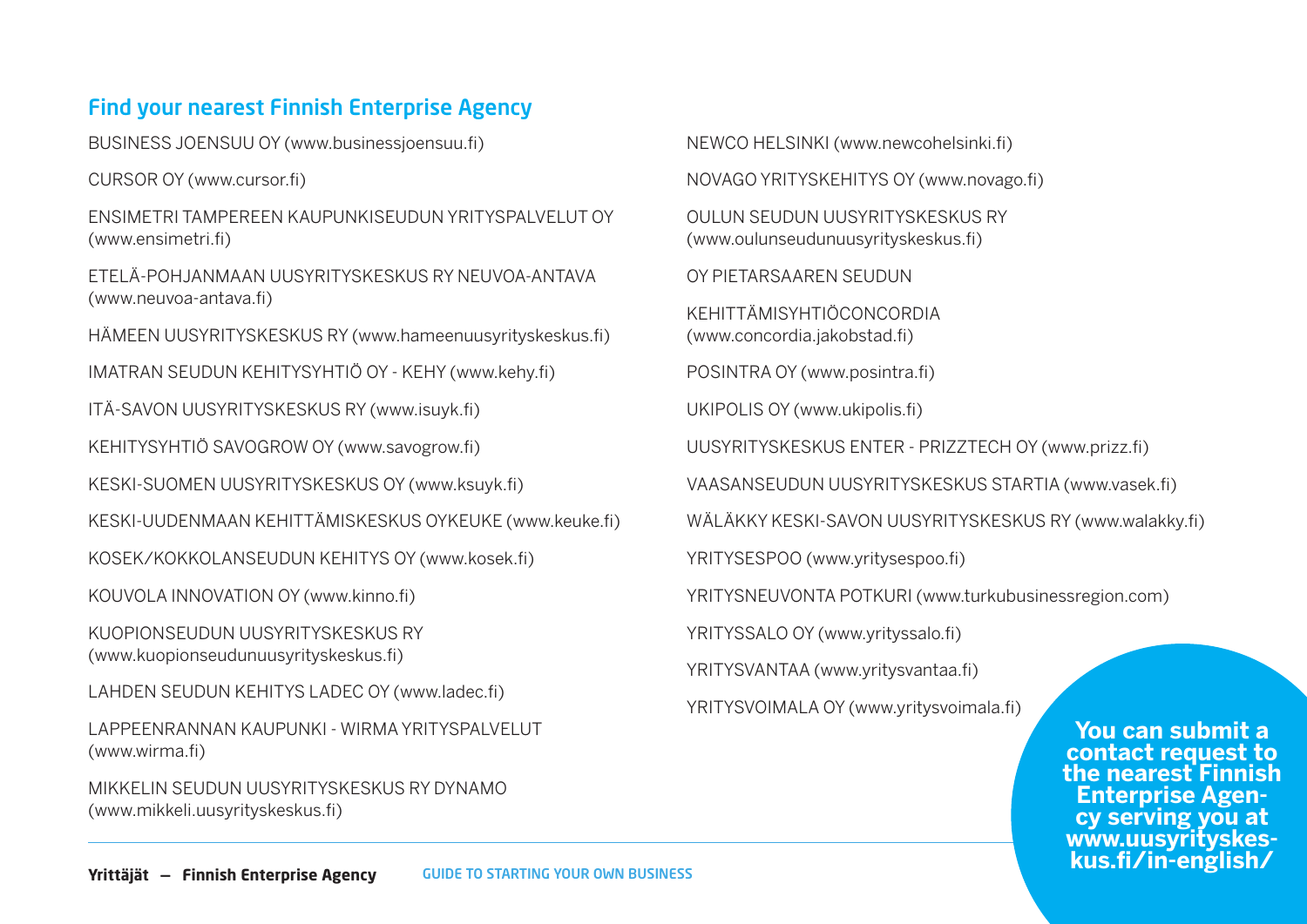## Find your nearest Finnish Enterprise Agency

BUSINESS JOENSUU OY (www.businessjoensuu.fi)

CURSOR OY (www.cursor.fi)

ENSIMETRI TAMPEREEN KAUPUNKISEUDUN YRITYSPALVELUT OY (www.ensimetri.fi)

ETELÄ-POHJANMAAN UUSYRITYSKESKUS RY NEUVOA-ANTAVA (www.neuvoa-antava.fi)

HÄMEEN UUSYRITYSKESKUS RY (www.hameenuusyrityskeskus.fi)

IMATRAN SEUDUN KEHITYSYHTIÖ OY - KEHY (www.kehy.fi)

ITÄ-SAVON UUSYRITYSKESKUS RY (www.isuyk.fi)

KEHITYSYHTIÖ SAVOGROW OY (www.savogrow.fi)

KESKI-SUOMEN UUSYRITYSKESKUS OY (www.ksuyk.fi)

KESKI-UUDENMAAN KEHITTÄMISKESKUS OYKEUKE (www.keuke.fi)

KOSEK/KOKKOLANSEUDUN KEHITYS OY (www.kosek.fi)

KOUVOLA INNOVATION OY (www.kinno.fi)

KUOPIONSEUDUN UUSYRITYSKESKUS RY (www.kuopionseudunuusyrityskeskus.fi)

LAHDEN SEUDUN KEHITYS LADEC OY (www.ladec.fi)

LAPPEENRANNAN KAUPUNKI - WIRMA YRITYSPALVELUT (www.wirma.fi)

MIKKELIN SEUDUN UUSYRITYSKESKUS RY DYNAMO (www.mikkeli.uusyrityskeskus.fi)

NEWCO HELSINKI (www.newcohelsinki.fi)

NOVAGO YRITYSKEHITYS OY (www.novago.fi)

OULUN SEUDUN UUSYRITYSKESKUS RY (www.oulunseudunuusyrityskeskus.fi)

OY PIETARSAAREN SEUDUN

KEHITTÄMISYHTIÖCONCORDIA (www.concordia.jakobstad.fi)

POSINTRA OY (www.posintra.fi)

UKIPOLIS OY (www.ukipolis.fi)

UUSYRITYSKESKUS ENTER - PRIZZTECH OY (www.prizz.fi)

VAASANSEUDUN UUSYRITYSKESKUS STARTIA (www.vasek.fi)

WÄLÄKKY KESKI-SAVON UUSYRITYSKESKUS RY (www.walakky.fi)

YRITYSESPOO (www.yritysespoo.fi)

YRITYSNEUVONTA POTKURI (www.turkubusinessregion.com)

YRITYSSALO OY (www.yrityssalo.fi)

YRITYSVANTAA (www.yritysvantaa.fi)

YRITYSVOIMALA OY (www.yritysvoimala.fi)

**You can submit a contact request to the nearest Finnish Enterprise Agency serving you at www.uusyrityskeskus.fi/in-english/**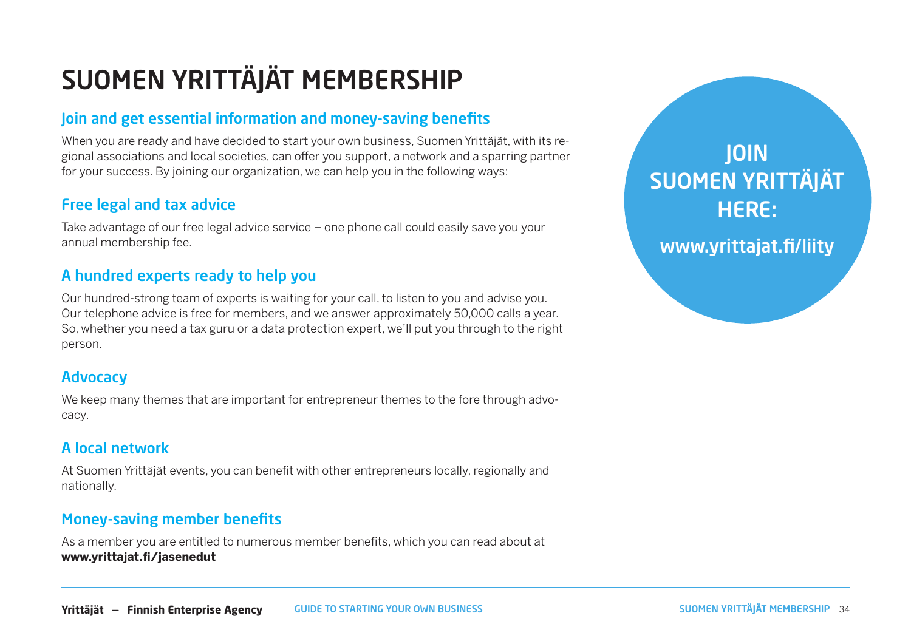# SUOMEN YRITTÄJÄT MEMBERSHIP

## Join and get essential information and money-saving benefits

When you are ready and have decided to start your own business, Suomen Yrittäjät, with its regional associations and local societies, can offer you support, a network and a sparring partner for your success. By joining our organization, we can help you in the following ways:

## Free legal and tax advice

Take advantage of our free legal advice service – one phone call could easily save you your annual membership fee.

## A hundred experts ready to help you

Our hundred-strong team of experts is waiting for your call, to listen to you and advise you. Our telephone advice is free for members, and we answer approximately 50,000 calls a year. So, whether you need a tax guru or a data protection expert, we'll put you through to the right person.

## Advocacy

We keep many themes that are important for entrepreneur themes to the fore through advocacy.

## A local network

At Suomen Yrittäjät events, you can benefit with other entrepreneurs locally, regionally and nationally.

## Money-saving member benefits

As a member you are entitled to numerous member benefits, which you can read about at **www.yrittajat.fi/jasenedut**

**JOIN SUOMEN YRITTÄJÄT HERE:**

**www.yrittajat.fi/liity**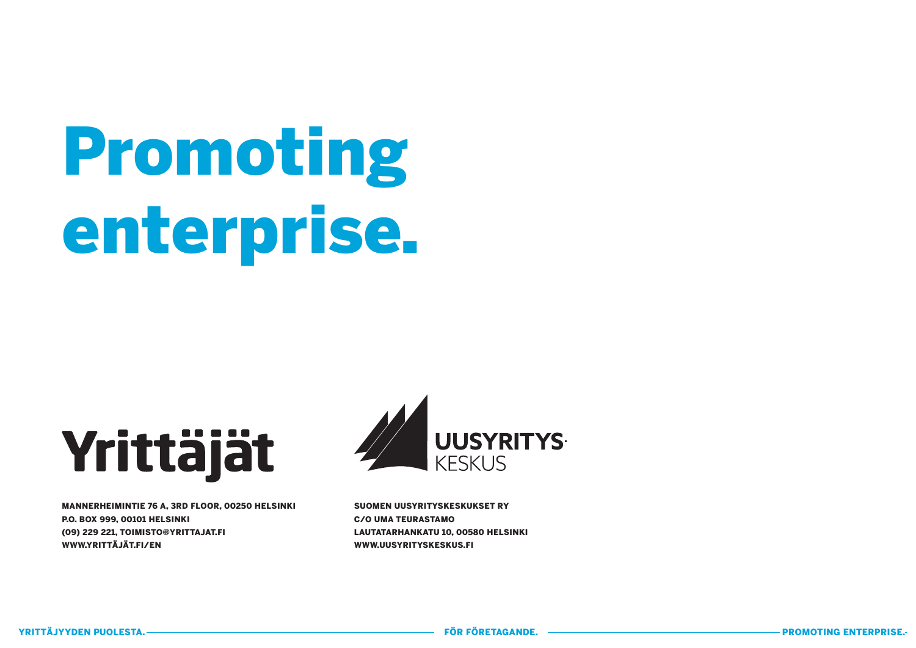# Promoting enterprise.

Yrittäjät

MANNERHEIMINTIE 76 A, 3RD FLOOR, 00250 HELSINKI
P.O. BOX 999, 00101 HELSINKI
(09) 229 221, TOIMISTO@YRITTAJAT.FI
WWW.YRITTÄJÄT.FI/EN

UUSYRITYS-
KESKUS

SUOMEN UUSYRITYSKESKUKSET RY
C/O UMA TEURASTAMO
LAUTATARHANKATU 10, 00580 HELSINKI
WWW.UUSYRITYSKESKUS.FI

YRITTÄJYYDEN PUOLESTA. FÖR FÖRETAGANDE. PROMOTING ENTERPRISE.